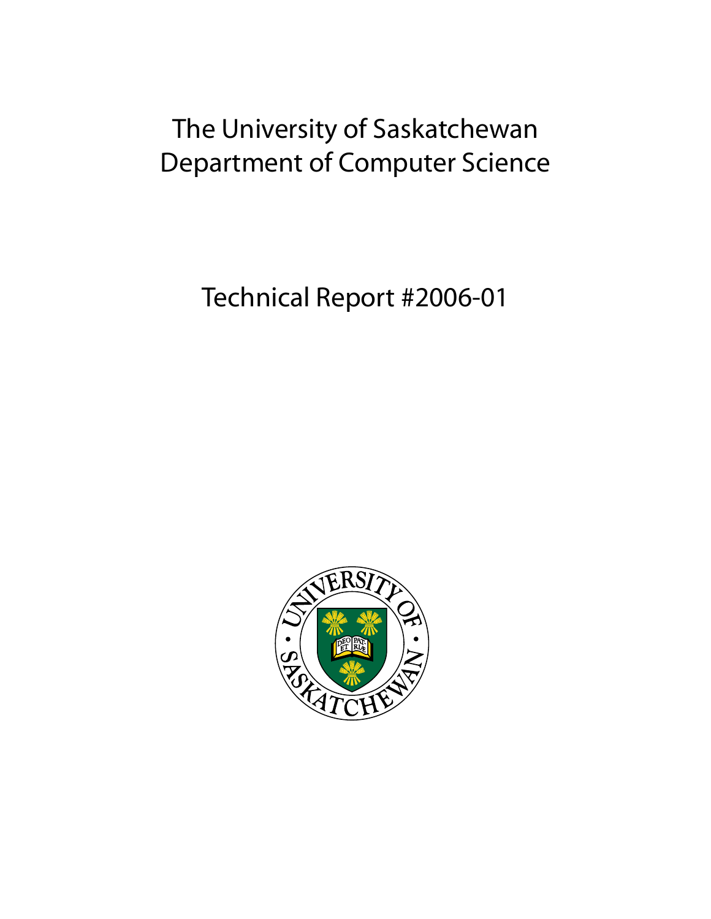# The University of Saskatchewan
# Department of Computer Science

## Technical Report #2006-01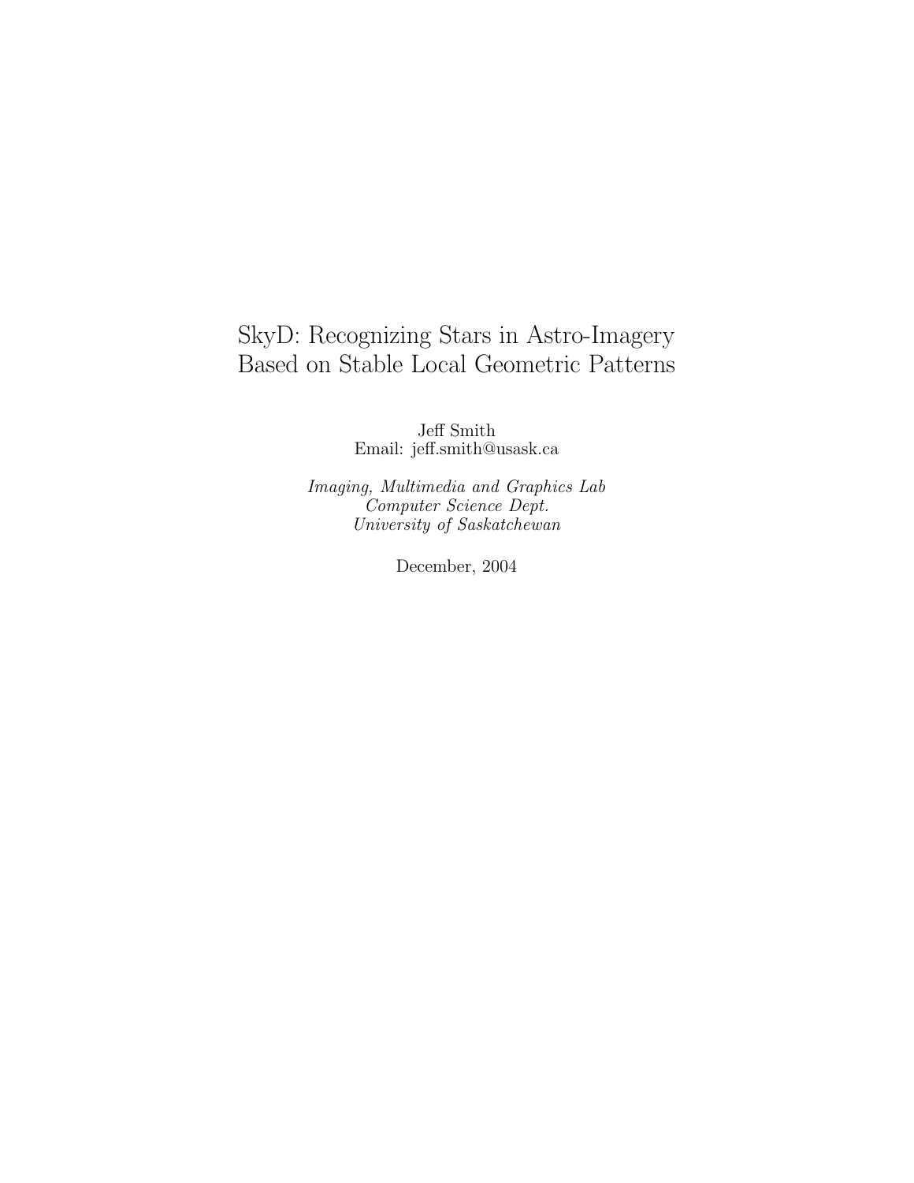# SkyD: Recognizing Stars in Astro-Imagery Based on Stable Local Geometric Patterns

Jeff Smith
Email: jeff.smith@usask.ca

*Imaging, Multimedia and Graphics Lab*
*Computer Science Dept.*
*University of Saskatchewan*

December, 2004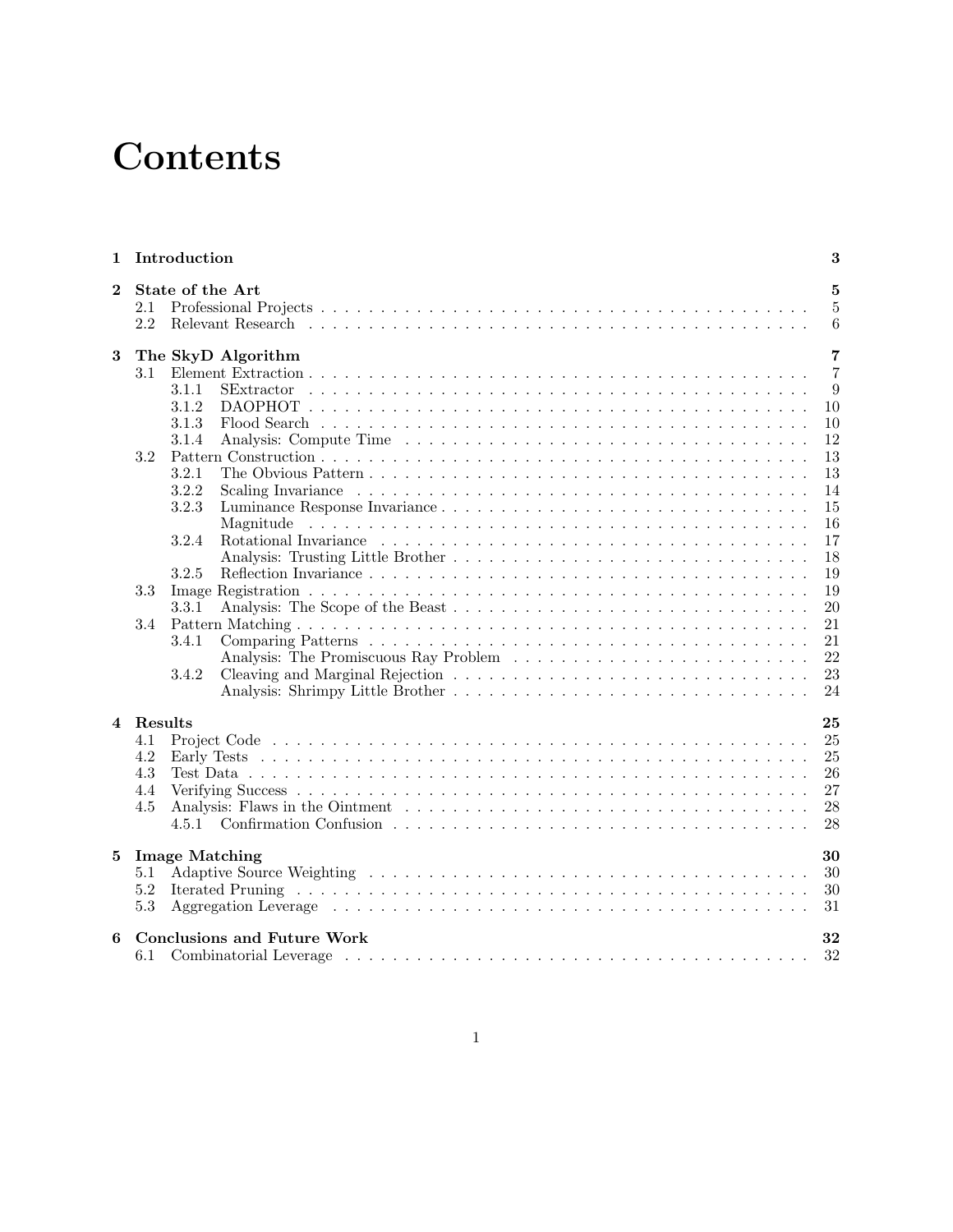# Contents

| | | |
|---|---|---|
| **1** | **Introduction** | **3** |
| **2** | **State of the Art** | **5** |
| 2.1 | Professional Projects | 5 |
| 2.2 | Relevant Research | 6 |
| **3** | **The SkyD Algorithm** | **7** |
| 3.1 | Element Extraction | 7 |
| 3.1.1 | SExtractor | 9 |
| 3.1.2 | DAOPHOT | 10 |
| 3.1.3 | Flood Search | 10 |
| 3.1.4 | Analysis: Compute Time | 12 |
| 3.2 | Pattern Construction | 13 |
| 3.2.1 | The Obvious Pattern | 13 |
| 3.2.2 | Scaling Invariance | 14 |
| 3.2.3 | Luminance Response Invariance | 15 |
| | Magnitude | 16 |
| 3.2.4 | Rotational Invariance | 17 |
| | Analysis: Trusting Little Brother | 18 |
| 3.2.5 | Reflection Invariance | 19 |
| 3.3 | Image Registration | 19 |
| 3.3.1 | Analysis: The Scope of the Beast | 20 |
| 3.4 | Pattern Matching | 21 |
| 3.4.1 | Comparing Patterns | 21 |
| | Analysis: The Promiscuous Ray Problem | 22 |
| 3.4.2 | Cleaving and Marginal Rejection | 23 |
| | Analysis: Shrimpy Little Brother | 24 |
| **4** | **Results** | **25** |
| 4.1 | Project Code | 25 |
| 4.2 | Early Tests | 25 |
| 4.3 | Test Data | 26 |
| 4.4 | Verifying Success | 27 |
| 4.5 | Analysis: Flaws in the Ointment | 28 |
| 4.5.1 | Confirmation Confusion | 28 |
| **5** | **Image Matching** | **30** |
| 5.1 | Adaptive Source Weighting | 30 |
| 5.2 | Iterated Pruning | 30 |
| 5.3 | Aggregation Leverage | 31 |
| **6** | **Conclusions and Future Work** | **32** |
| 6.1 | Combinatorial Leverage | 32 |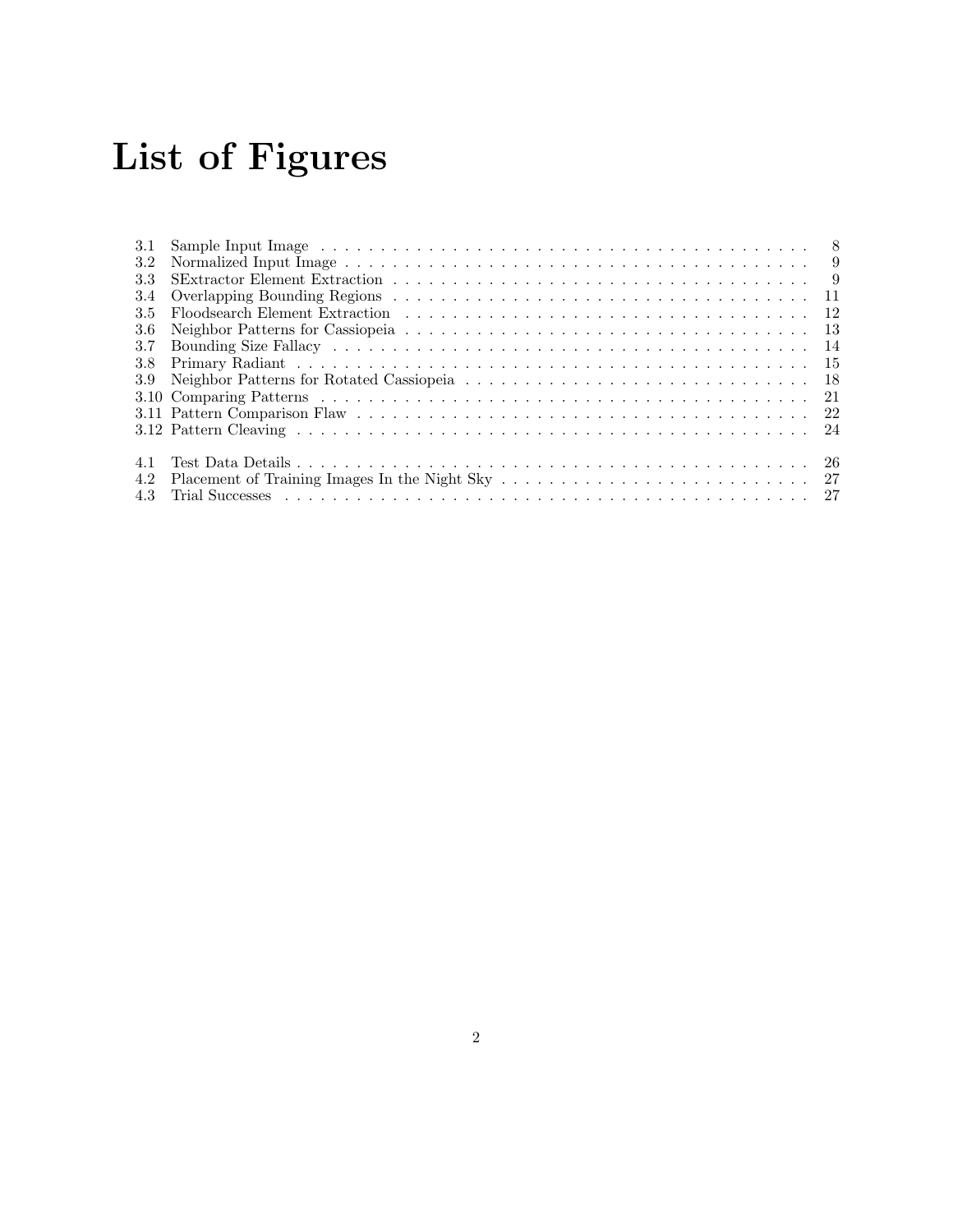# List of Figures

| | | |
|---|---|---|
| 3.1 | Sample Input Image | 8 |
| 3.2 | Normalized Input Image | 9 |
| 3.3 | SExtractor Element Extraction | 9 |
| 3.4 | Overlapping Bounding Regions | 11 |
| 3.5 | Floodsearch Element Extraction | 12 |
| 3.6 | Neighbor Patterns for Cassiopeia | 13 |
| 3.7 | Bounding Size Fallacy | 14 |
| 3.8 | Primary Radiant | 15 |
| 3.9 | Neighbor Patterns for Rotated Cassiopeia | 18 |
| 3.10 | Comparing Patterns | 21 |
| 3.11 | Pattern Comparison Flaw | 22 |
| 3.12 | Pattern Cleaving | 24 |
| 4.1 | Test Data Details | 26 |
| 4.2 | Placement of Training Images In the Night Sky | 27 |
| 4.3 | Trial Successes | 27 |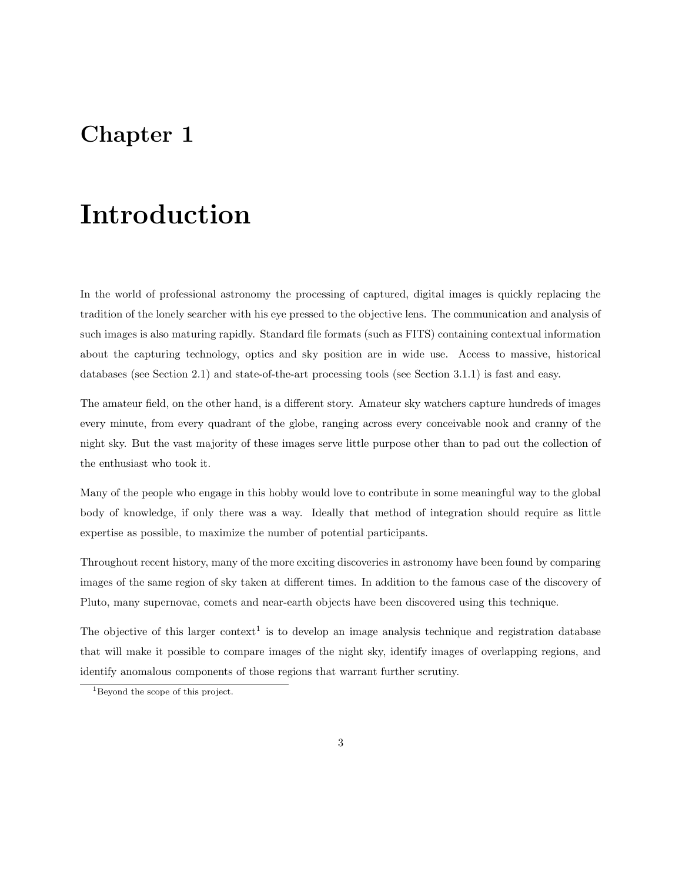# Chapter 1

# Introduction

In the world of professional astronomy the processing of captured, digital images is quickly replacing the tradition of the lonely searcher with his eye pressed to the objective lens. The communication and analysis of such images is also maturing rapidly. Standard file formats (such as FITS) containing contextual information about the capturing technology, optics and sky position are in wide use. Access to massive, historical databases (see Section 2.1) and state-of-the-art processing tools (see Section 3.1.1) is fast and easy.

The amateur field, on the other hand, is a different story. Amateur sky watchers capture hundreds of images every minute, from every quadrant of the globe, ranging across every conceivable nook and cranny of the night sky. But the vast majority of these images serve little purpose other than to pad out the collection of the enthusiast who took it.

Many of the people who engage in this hobby would love to contribute in some meaningful way to the global body of knowledge, if only there was a way. Ideally that method of integration should require as little expertise as possible, to maximize the number of potential participants.

Throughout recent history, many of the more exciting discoveries in astronomy have been found by comparing images of the same region of sky taken at different times. In addition to the famous case of the discovery of Pluto, many supernovae, comets and near-earth objects have been discovered using this technique.

The objective of this larger context[1] is to develop an image analysis technique and registration database that will make it possible to compare images of the night sky, identify images of overlapping regions, and identify anomalous components of those regions that warrant further scrutiny.

[1] Beyond the scope of this project.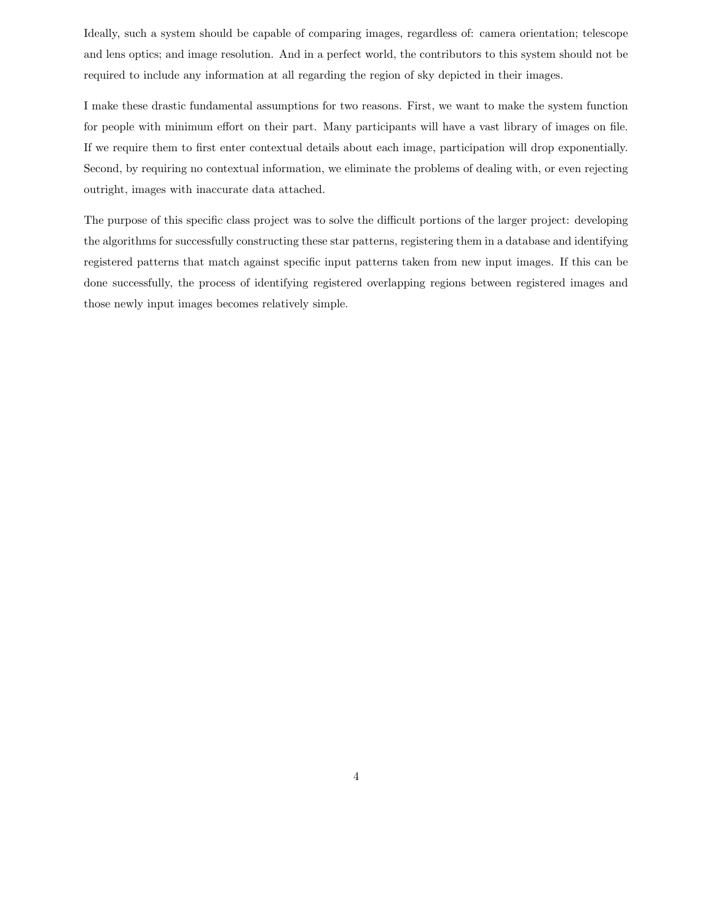Ideally, such a system should be capable of comparing images, regardless of: camera orientation; telescope and lens optics; and image resolution. And in a perfect world, the contributors to this system should not be required to include any information at all regarding the region of sky depicted in their images.

I make these drastic fundamental assumptions for two reasons. First, we want to make the system function for people with minimum effort on their part. Many participants will have a vast library of images on file. If we require them to first enter contextual details about each image, participation will drop exponentially. Second, by requiring no contextual information, we eliminate the problems of dealing with, or even rejecting outright, images with inaccurate data attached.

The purpose of this specific class project was to solve the difficult portions of the larger project: developing the algorithms for successfully constructing these star patterns, registering them in a database and identifying registered patterns that match against specific input patterns taken from new input images. If this can be done successfully, the process of identifying registered overlapping regions between registered images and those newly input images becomes relatively simple.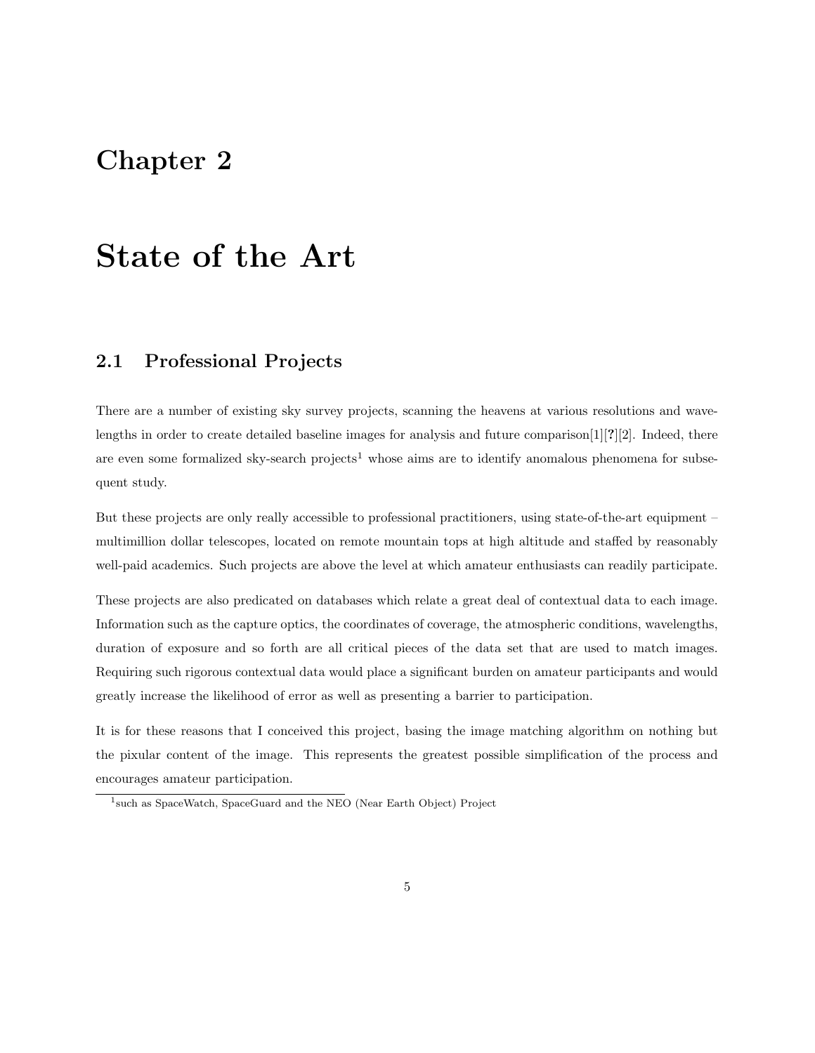# Chapter 2

# State of the Art

## 2.1 Professional Projects

There are a number of existing sky survey projects, scanning the heavens at various resolutions and wavelengths in order to create detailed baseline images for analysis and future comparison[1][?][2]. Indeed, there are even some formalized sky-search projects[1] whose aims are to identify anomalous phenomena for subsequent study.

But these projects are only really accessible to professional practitioners, using state-of-the-art equipment – multimillion dollar telescopes, located on remote mountain tops at high altitude and staffed by reasonably well-paid academics. Such projects are above the level at which amateur enthusiasts can readily participate.

These projects are also predicated on databases which relate a great deal of contextual data to each image. Information such as the capture optics, the coordinates of coverage, the atmospheric conditions, wavelengths, duration of exposure and so forth are all critical pieces of the data set that are used to match images. Requiring such rigorous contextual data would place a significant burden on amateur participants and would greatly increase the likelihood of error as well as presenting a barrier to participation.

It is for these reasons that I conceived this project, basing the image matching algorithm on nothing but the pixular content of the image. This represents the greatest possible simplification of the process and encourages amateur participation.

[1] such as SpaceWatch, SpaceGuard and the NEO (Near Earth Object) Project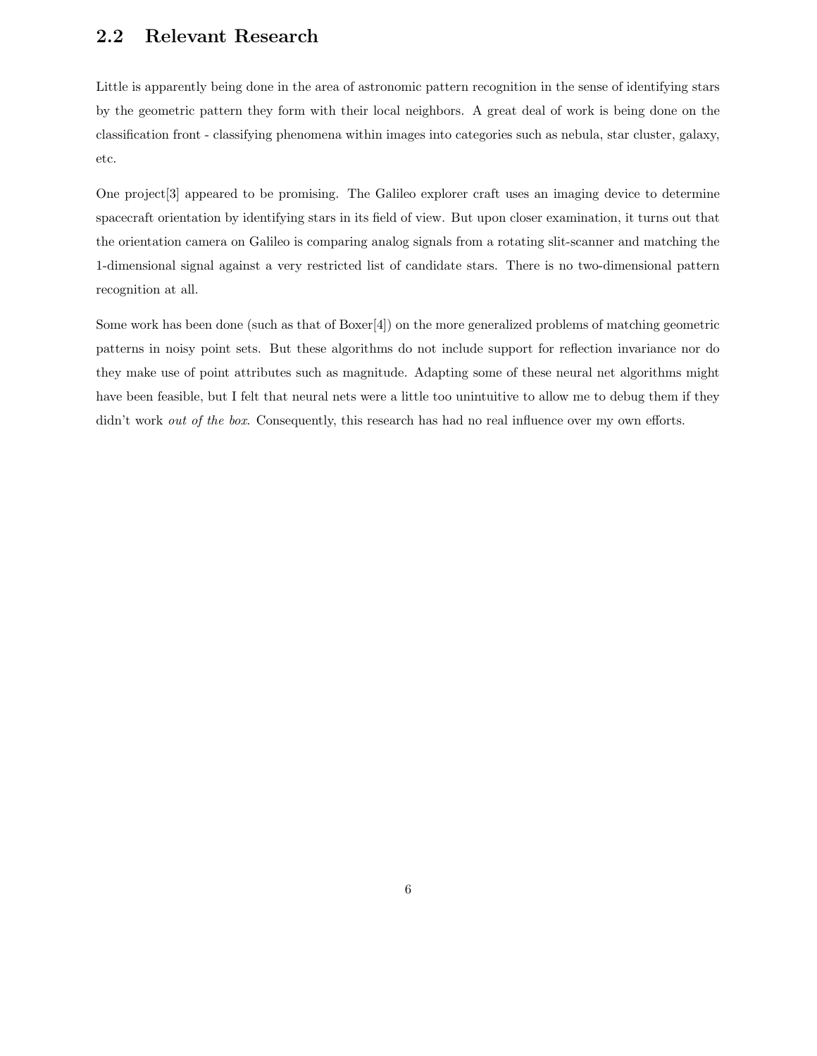## 2.2 Relevant Research

Little is apparently being done in the area of astronomic pattern recognition in the sense of identifying stars by the geometric pattern they form with their local neighbors. A great deal of work is being done on the classification front - classifying phenomena within images into categories such as nebula, star cluster, galaxy, etc.

One project[3] appeared to be promising. The Galileo explorer craft uses an imaging device to determine spacecraft orientation by identifying stars in its field of view. But upon closer examination, it turns out that the orientation camera on Galileo is comparing analog signals from a rotating slit-scanner and matching the 1-dimensional signal against a very restricted list of candidate stars. There is no two-dimensional pattern recognition at all.

Some work has been done (such as that of Boxer[4]) on the more generalized problems of matching geometric patterns in noisy point sets. But these algorithms do not include support for reflection invariance nor do they make use of point attributes such as magnitude. Adapting some of these neural net algorithms might have been feasible, but I felt that neural nets were a little too unintuitive to allow me to debug them if they didn't work *out of the box*. Consequently, this research has had no real influence over my own efforts.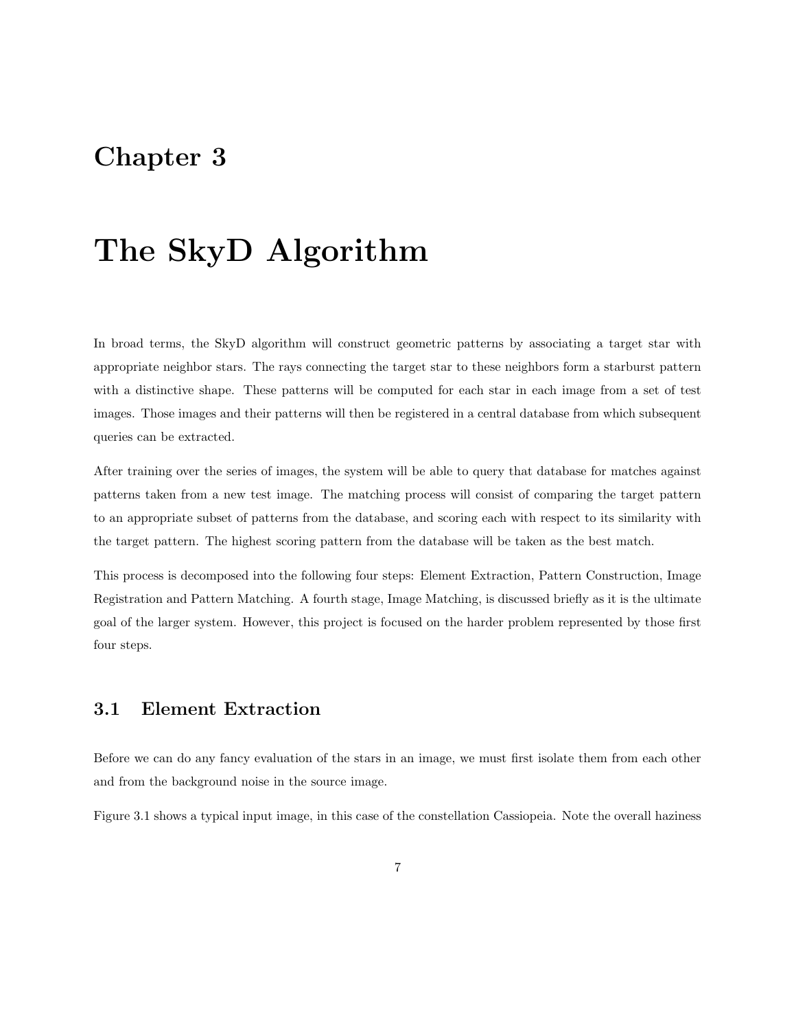# Chapter 3

# The SkyD Algorithm

In broad terms, the SkyD algorithm will construct geometric patterns by associating a target star with appropriate neighbor stars. The rays connecting the target star to these neighbors form a starburst pattern with a distinctive shape. These patterns will be computed for each star in each image from a set of test images. Those images and their patterns will then be registered in a central database from which subsequent queries can be extracted.

After training over the series of images, the system will be able to query that database for matches against patterns taken from a new test image. The matching process will consist of comparing the target pattern to an appropriate subset of patterns from the database, and scoring each with respect to its similarity with the target pattern. The highest scoring pattern from the database will be taken as the best match.

This process is decomposed into the following four steps: Element Extraction, Pattern Construction, Image Registration and Pattern Matching. A fourth stage, Image Matching, is discussed briefly as it is the ultimate goal of the larger system. However, this project is focused on the harder problem represented by those first four steps.

## 3.1 Element Extraction

Before we can do any fancy evaluation of the stars in an image, we must first isolate them from each other and from the background noise in the source image.

Figure 3.1 shows a typical input image, in this case of the constellation Cassiopeia. Note the overall haziness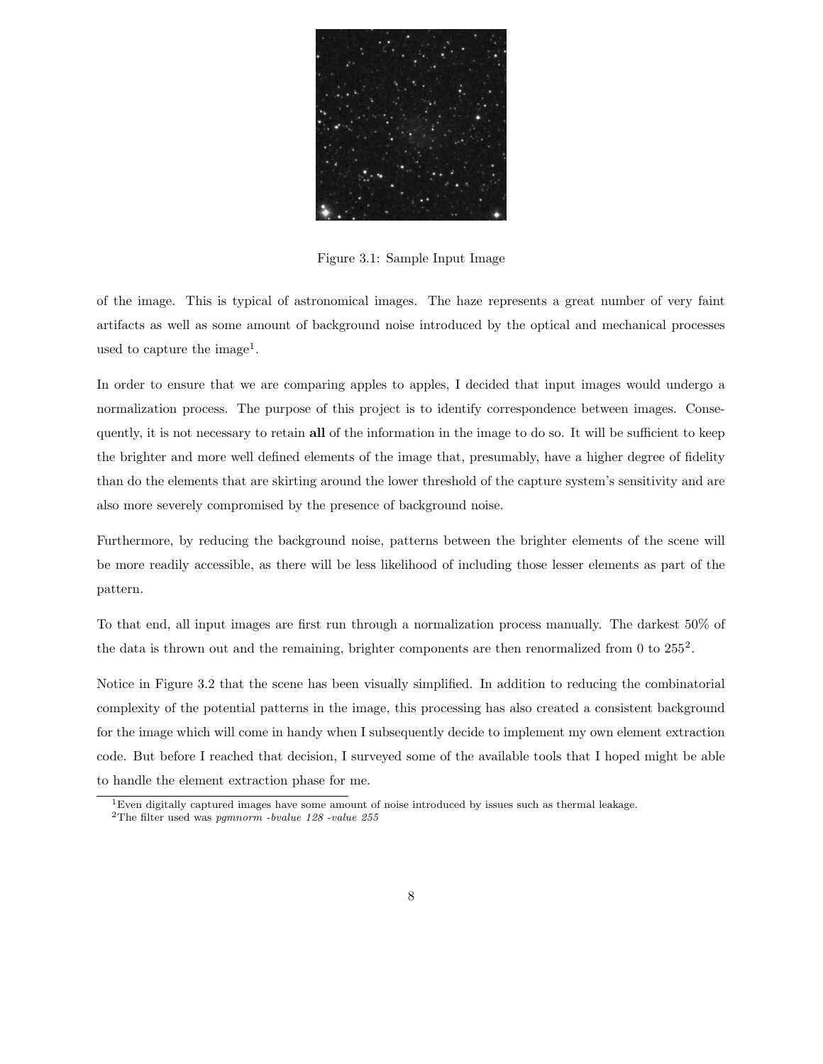Figure 3.1: Sample Input Image

of the image. This is typical of astronomical images. The haze represents a great number of very faint artifacts as well as some amount of background noise introduced by the optical and mechanical processes used to capture the image[1].

In order to ensure that we are comparing apples to apples, I decided that input images would undergo a normalization process. The purpose of this project is to identify correspondence between images. Consequently, it is not necessary to retain **all** of the information in the image to do so. It will be sufficient to keep the brighter and more well defined elements of the image that, presumably, have a higher degree of fidelity than do the elements that are skirting around the lower threshold of the capture system's sensitivity and are also more severely compromised by the presence of background noise.

Furthermore, by reducing the background noise, patterns between the brighter elements of the scene will be more readily accessible, as there will be less likelihood of including those lesser elements as part of the pattern.

To that end, all input images are first run through a normalization process manually. The darkest 50% of the data is thrown out and the remaining, brighter components are then renormalized from 0 to 255[2].

Notice in Figure 3.2 that the scene has been visually simplified. In addition to reducing the combinatorial complexity of the potential patterns in the image, this processing has also created a consistent background for the image which will come in handy when I subsequently decide to implement my own element extraction code. But before I reached that decision, I surveyed some of the available tools that I hoped might be able to handle the element extraction phase for me.

[1] Even digitally captured images have some amount of noise introduced by issues such as thermal leakage.

[2] The filter used was *pgmnorm -bvalue 128 -value 255*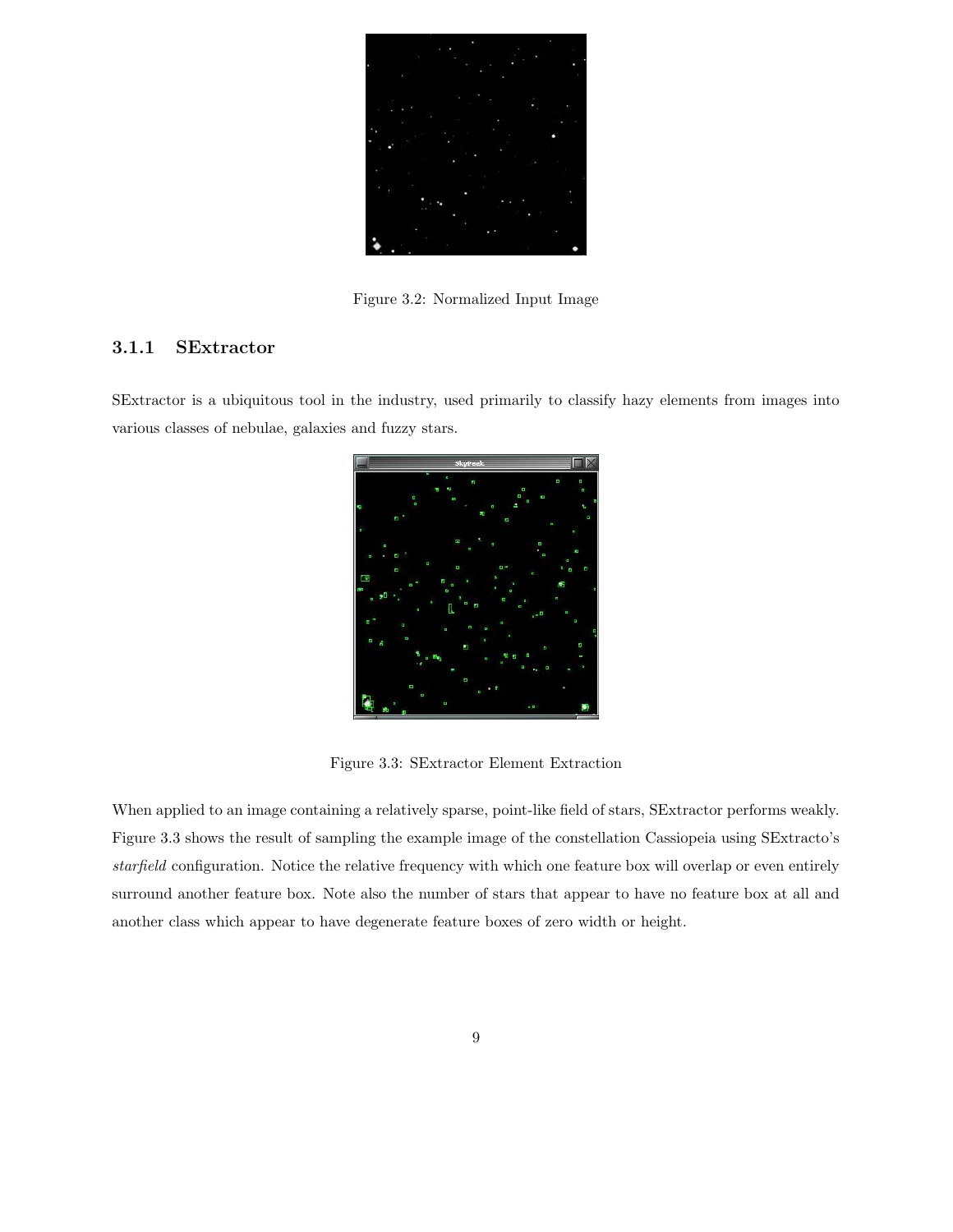Figure 3.2: Normalized Input Image

### 3.1.1 SExtractor

SExtractor is a ubiquitous tool in the industry, used primarily to classify hazy elements from images into various classes of nebulae, galaxies and fuzzy stars.

Figure 3.3: SExtractor Element Extraction

When applied to an image containing a relatively sparse, point-like field of stars, SExtractor performs weakly. Figure 3.3 shows the result of sampling the example image of the constellation Cassiopeia using SExtracto's *starfield* configuration. Notice the relative frequency with which one feature box will overlap or even entirely surround another feature box. Note also the number of stars that appear to have no feature box at all and another class which appear to have degenerate feature boxes of zero width or height.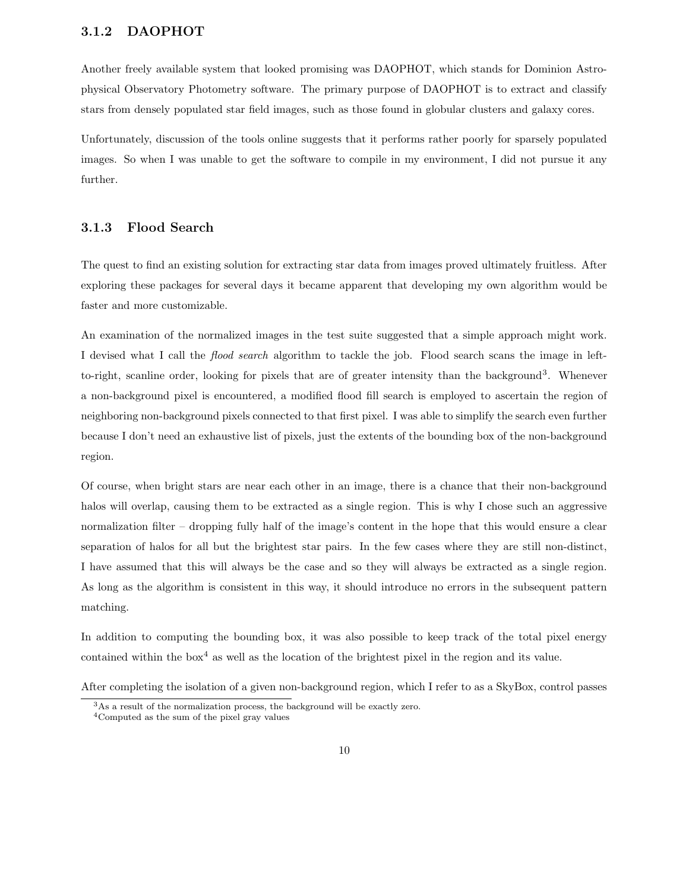### 3.1.2 DAOPHOT

Another freely available system that looked promising was DAOPHOT, which stands for Dominion Astrophysical Observatory Photometry software. The primary purpose of DAOPHOT is to extract and classify stars from densely populated star field images, such as those found in globular clusters and galaxy cores.

Unfortunately, discussion of the tools online suggests that it performs rather poorly for sparsely populated images. So when I was unable to get the software to compile in my environment, I did not pursue it any further.

### 3.1.3 Flood Search

The quest to find an existing solution for extracting star data from images proved ultimately fruitless. After exploring these packages for several days it became apparent that developing my own algorithm would be faster and more customizable.

An examination of the normalized images in the test suite suggested that a simple approach might work. I devised what I call the *flood search* algorithm to tackle the job. Flood search scans the image in left-to-right, scanline order, looking for pixels that are of greater intensity than the background[3]. Whenever a non-background pixel is encountered, a modified flood fill search is employed to ascertain the region of neighboring non-background pixels connected to that first pixel. I was able to simplify the search even further because I don't need an exhaustive list of pixels, just the extents of the bounding box of the non-background region.

Of course, when bright stars are near each other in an image, there is a chance that their non-background halos will overlap, causing them to be extracted as a single region. This is why I chose such an aggressive normalization filter – dropping fully half of the image's content in the hope that this would ensure a clear separation of halos for all but the brightest star pairs. In the few cases where they are still non-distinct, I have assumed that this will always be the case and so they will always be extracted as a single region. As long as the algorithm is consistent in this way, it should introduce no errors in the subsequent pattern matching.

In addition to computing the bounding box, it was also possible to keep track of the total pixel energy contained within the box[4] as well as the location of the brightest pixel in the region and its value.

After completing the isolation of a given non-background region, which I refer to as a SkyBox, control passes

[3] As a result of the normalization process, the background will be exactly zero.

[4] Computed as the sum of the pixel gray values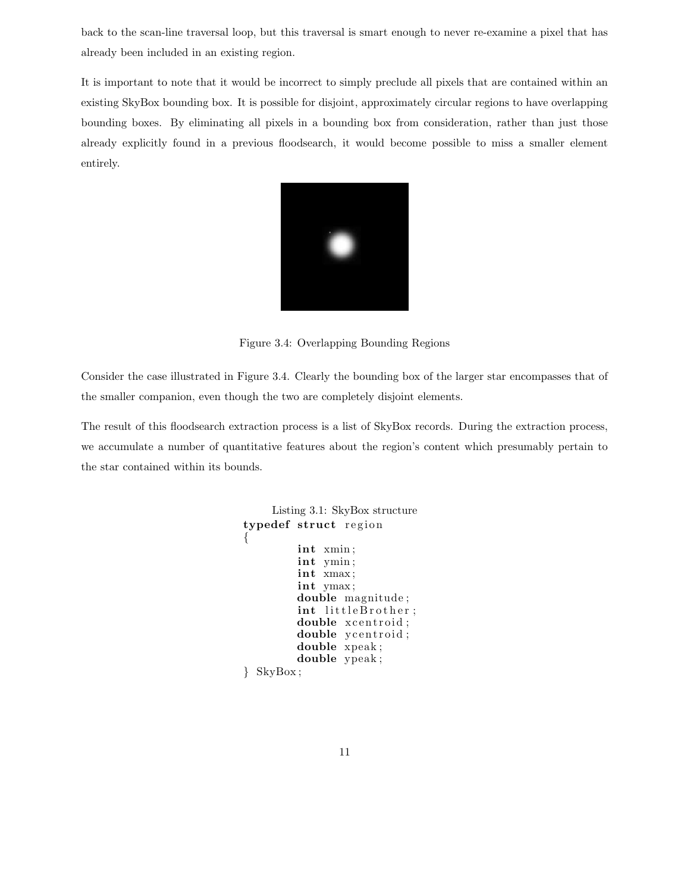back to the scan-line traversal loop, but this traversal is smart enough to never re-examine a pixel that has already been included in an existing region.

It is important to note that it would be incorrect to simply preclude all pixels that are contained within an existing SkyBox bounding box. It is possible for disjoint, approximately circular regions to have overlapping bounding boxes. By eliminating all pixels in a bounding box from consideration, rather than just those already explicitly found in a previous floodsearch, it would become possible to miss a smaller element entirely.

Figure 3.4: Overlapping Bounding Regions

Consider the case illustrated in Figure 3.4. Clearly the bounding box of the larger star encompasses that of the smaller companion, even though the two are completely disjoint elements.

The result of this floodsearch extraction process is a list of SkyBox records. During the extraction process, we accumulate a number of quantitative features about the region's content which presumably pertain to the star contained within its bounds.

Listing 3.1: SkyBox structure

```
typedef struct region
{
        int xmin;
        int ymin;
        int xmax;
        int ymax;
        double magnitude;
        int littleBrother;
        double xcentroid;
        double ycentroid;
        double xpeak;
        double ypeak;
} SkyBox;
```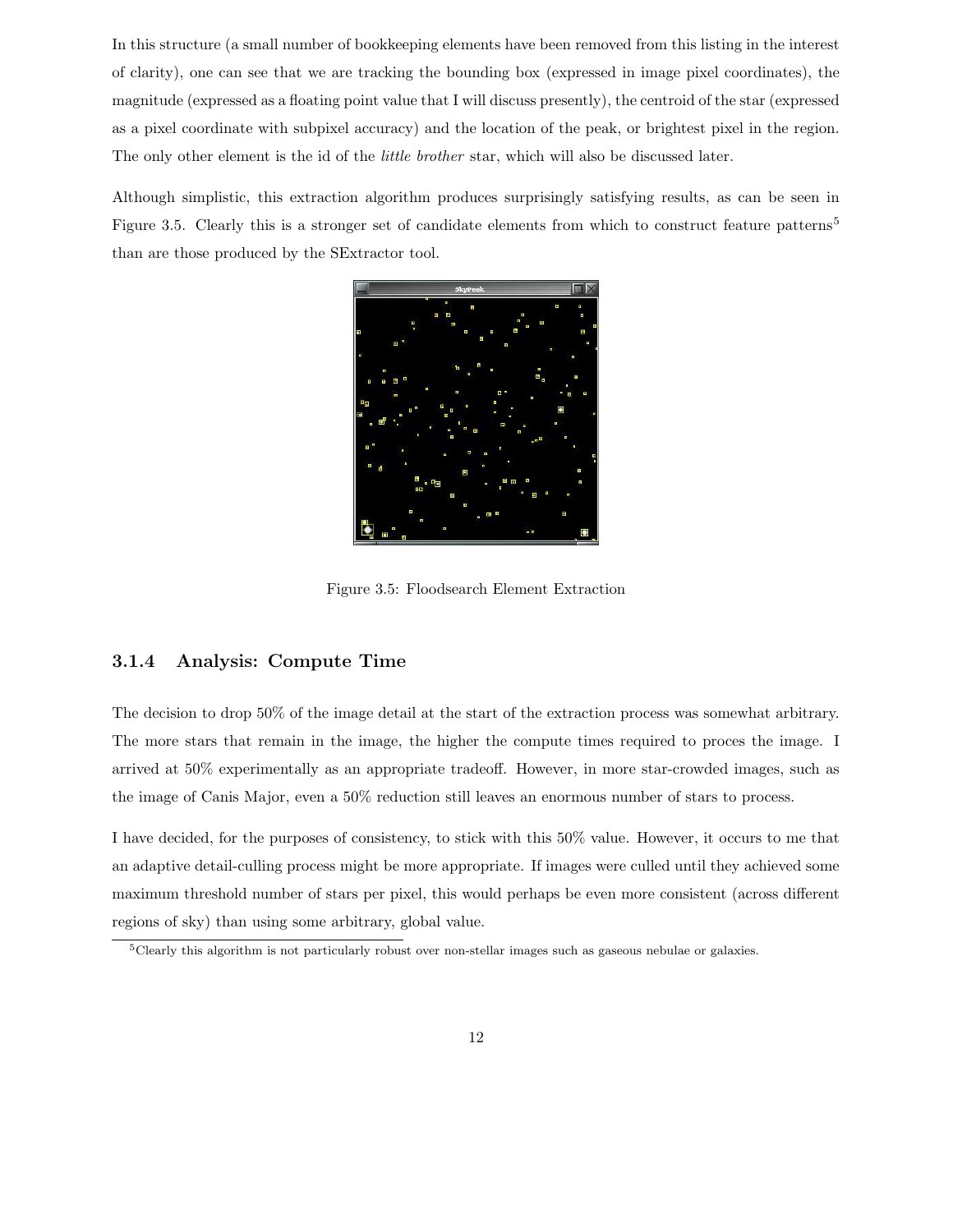In this structure (a small number of bookkeeping elements have been removed from this listing in the interest of clarity), one can see that we are tracking the bounding box (expressed in image pixel coordinates), the magnitude (expressed as a floating point value that I will discuss presently), the centroid of the star (expressed as a pixel coordinate with subpixel accuracy) and the location of the peak, or brightest pixel in the region. The only other element is the id of the *little brother* star, which will also be discussed later.

Although simplistic, this extraction algorithm produces surprisingly satisfying results, as can be seen in Figure 3.5. Clearly this is a stronger set of candidate elements from which to construct feature patterns[5] than are those produced by the SExtractor tool.

Figure 3.5: Floodsearch Element Extraction

### 3.1.4 Analysis: Compute Time

The decision to drop 50% of the image detail at the start of the extraction process was somewhat arbitrary. The more stars that remain in the image, the higher the compute times required to proces the image. I arrived at 50% experimentally as an appropriate tradeoff. However, in more star-crowded images, such as the image of Canis Major, even a 50% reduction still leaves an enormous number of stars to process.

I have decided, for the purposes of consistency, to stick with this 50% value. However, it occurs to me that an adaptive detail-culling process might be more appropriate. If images were culled until they achieved some maximum threshold number of stars per pixel, this would perhaps be even more consistent (across different regions of sky) than using some arbitrary, global value.

[5] Clearly this algorithm is not particularly robust over non-stellar images such as gaseous nebulae or galaxies.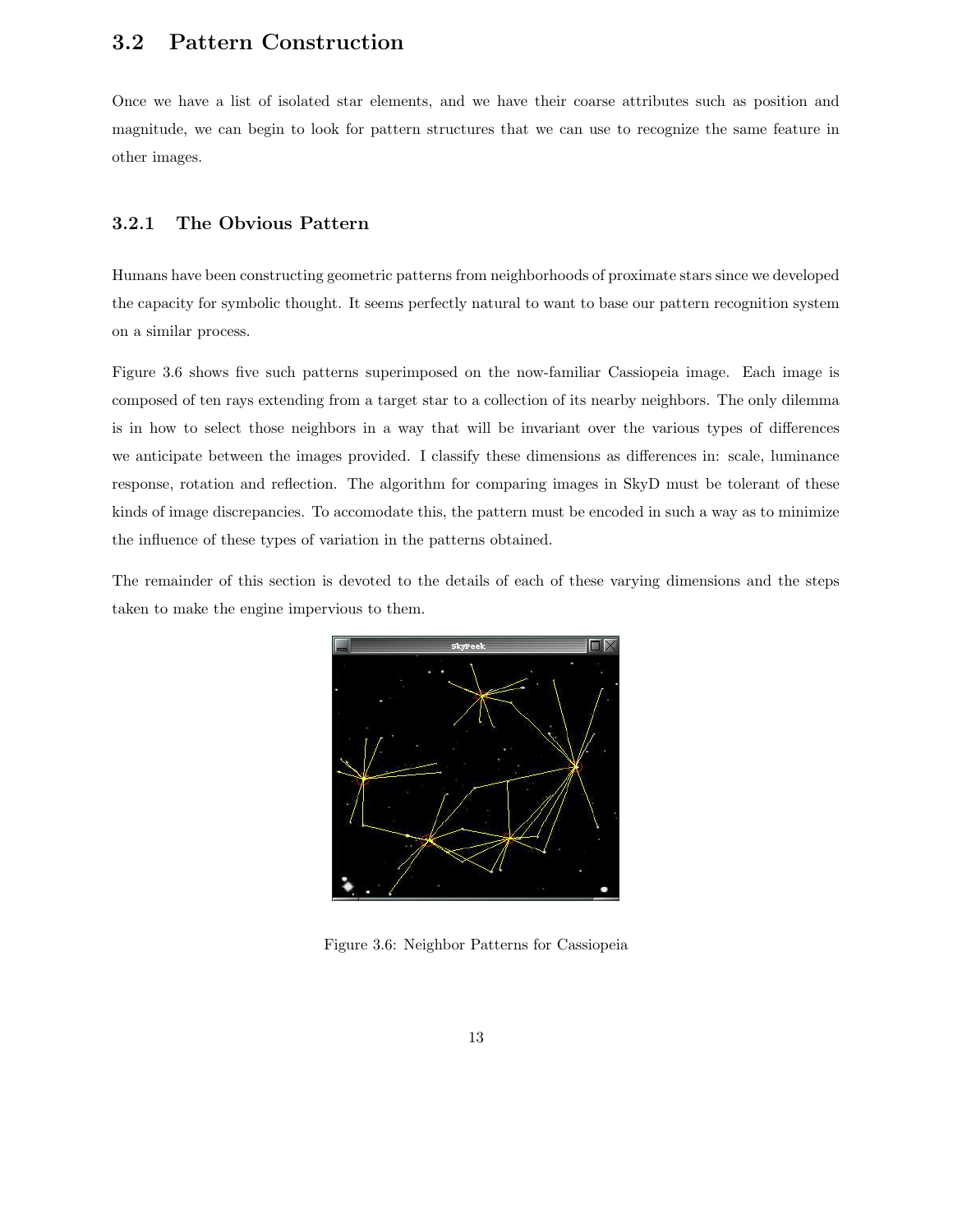## 3.2 Pattern Construction

Once we have a list of isolated star elements, and we have their coarse attributes such as position and magnitude, we can begin to look for pattern structures that we can use to recognize the same feature in other images.

### 3.2.1 The Obvious Pattern

Humans have been constructing geometric patterns from neighborhoods of proximate stars since we developed the capacity for symbolic thought. It seems perfectly natural to want to base our pattern recognition system on a similar process.

Figure 3.6 shows five such patterns superimposed on the now-familiar Cassiopeia image. Each image is composed of ten rays extending from a target star to a collection of its nearby neighbors. The only dilemma is in how to select those neighbors in a way that will be invariant over the various types of differences we anticipate between the images provided. I classify these dimensions as differences in: scale, luminance response, rotation and reflection. The algorithm for comparing images in SkyD must be tolerant of these kinds of image discrepancies. To accomodate this, the pattern must be encoded in such a way as to minimize the influence of these types of variation in the patterns obtained.

The remainder of this section is devoted to the details of each of these varying dimensions and the steps taken to make the engine impervious to them.

Figure 3.6: Neighbor Patterns for Cassiopeia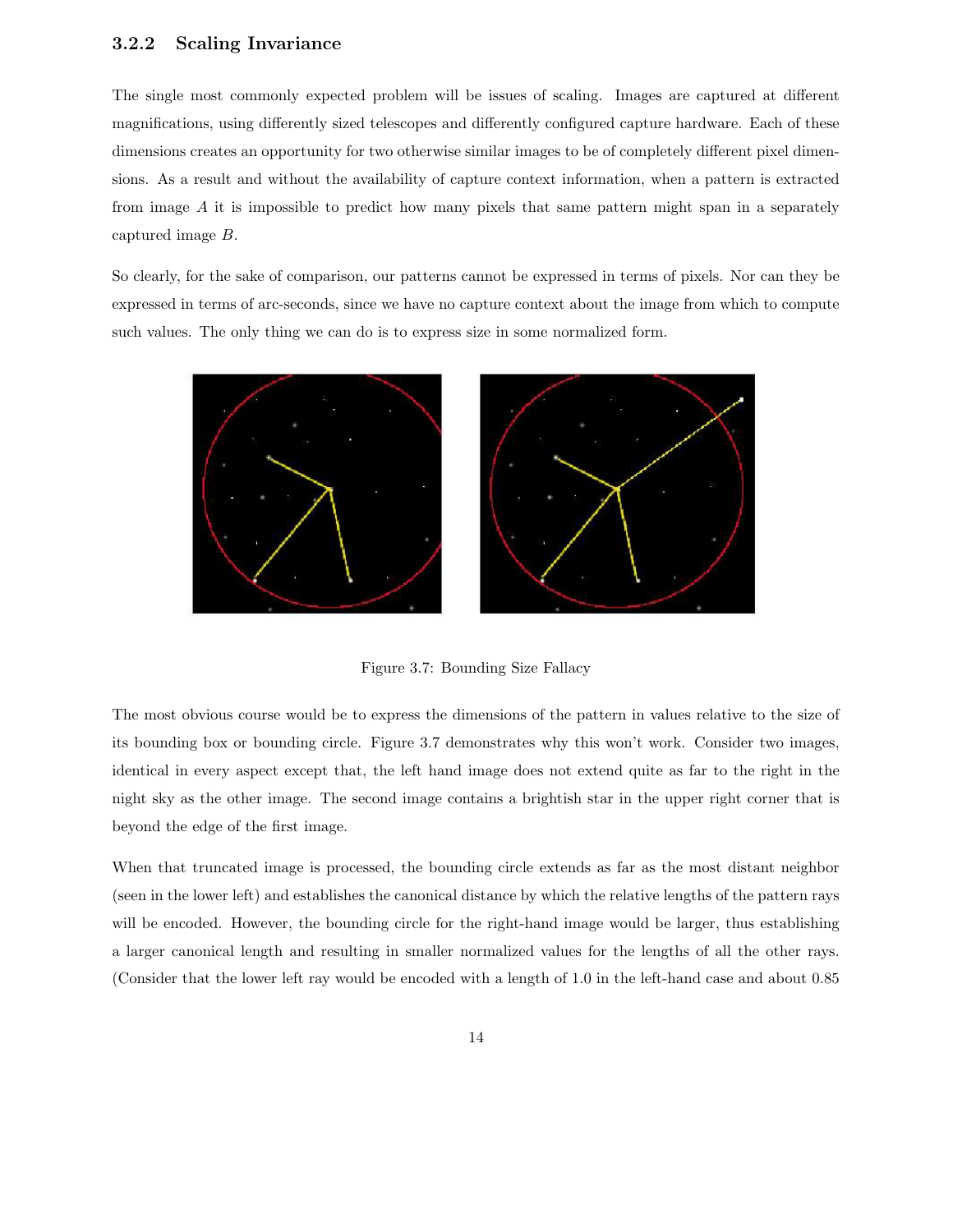### 3.2.2 Scaling Invariance

The single most commonly expected problem will be issues of scaling. Images are captured at different magnifications, using differently sized telescopes and differently configured capture hardware. Each of these dimensions creates an opportunity for two otherwise similar images to be of completely different pixel dimensions. As a result and without the availability of capture context information, when a pattern is extracted from image $A$ it is impossible to predict how many pixels that same pattern might span in a separately captured image $B$.

So clearly, for the sake of comparison, our patterns cannot be expressed in terms of pixels. Nor can they be expressed in terms of arc-seconds, since we have no capture context about the image from which to compute such values. The only thing we can do is to express size in some normalized form.

Figure 3.7: Bounding Size Fallacy

The most obvious course would be to express the dimensions of the pattern in values relative to the size of its bounding box or bounding circle. Figure 3.7 demonstrates why this won't work. Consider two images, identical in every aspect except that, the left hand image does not extend quite as far to the right in the night sky as the other image. The second image contains a brightish star in the upper right corner that is beyond the edge of the first image.

When that truncated image is processed, the bounding circle extends as far as the most distant neighbor (seen in the lower left) and establishes the canonical distance by which the relative lengths of the pattern rays will be encoded. However, the bounding circle for the right-hand image would be larger, thus establishing a larger canonical length and resulting in smaller normalized values for the lengths of all the other rays. (Consider that the lower left ray would be encoded with a length of 1.0 in the left-hand case and about 0.85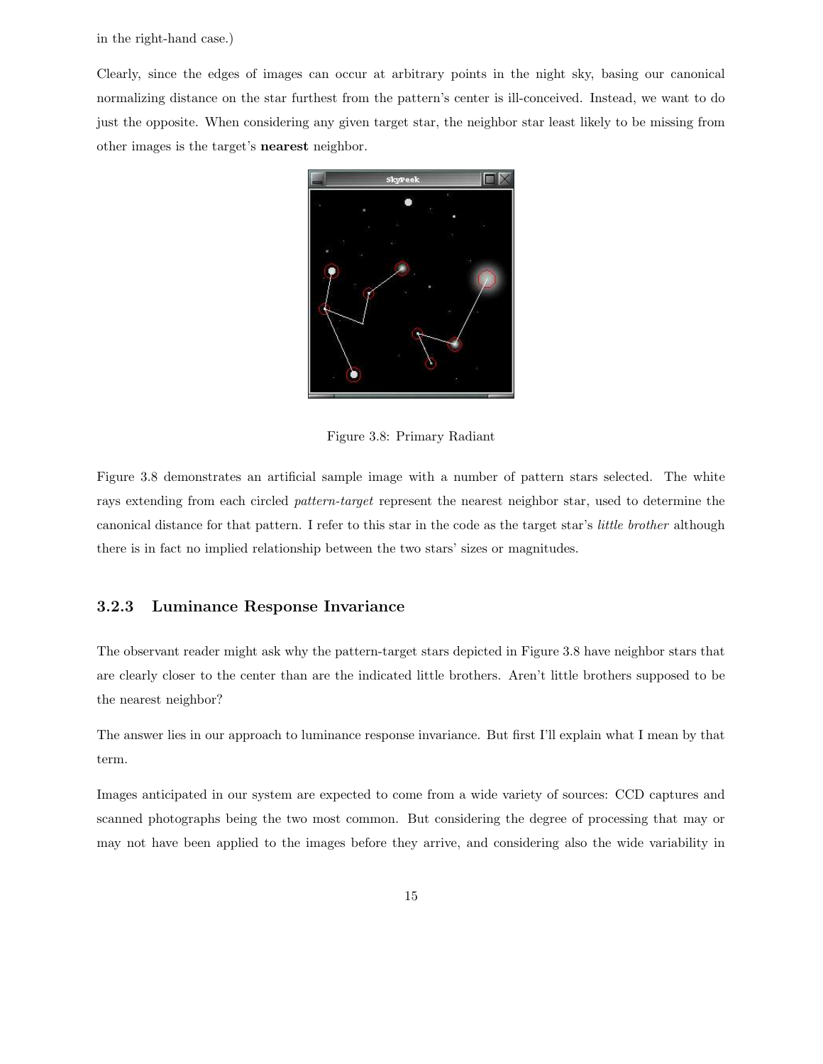in the right-hand case.)

Clearly, since the edges of images can occur at arbitrary points in the night sky, basing our canonical normalizing distance on the star furthest from the pattern's center is ill-conceived. Instead, we want to do just the opposite. When considering any given target star, the neighbor star least likely to be missing from other images is the target's **nearest** neighbor.

Figure 3.8: Primary Radiant

Figure 3.8 demonstrates an artificial sample image with a number of pattern stars selected. The white rays extending from each circled *pattern-target* represent the nearest neighbor star, used to determine the canonical distance for that pattern. I refer to this star in the code as the target star's *little brother* although there is in fact no implied relationship between the two stars' sizes or magnitudes.

### 3.2.3 Luminance Response Invariance

The observant reader might ask why the pattern-target stars depicted in Figure 3.8 have neighbor stars that are clearly closer to the center than are the indicated little brothers. Aren't little brothers supposed to be the nearest neighbor?

The answer lies in our approach to luminance response invariance. But first I'll explain what I mean by that term.

Images anticipated in our system are expected to come from a wide variety of sources: CCD captures and scanned photographs being the two most common. But considering the degree of processing that may or may not have been applied to the images before they arrive, and considering also the wide variability in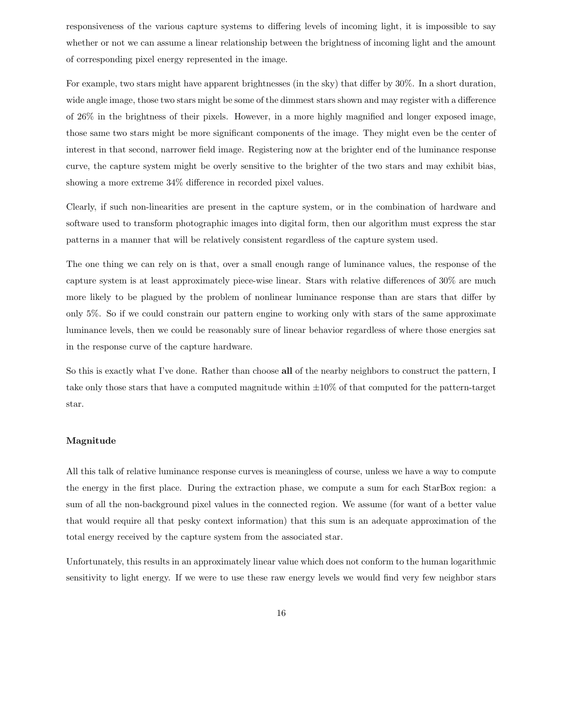responsiveness of the various capture systems to differing levels of incoming light, it is impossible to say whether or not we can assume a linear relationship between the brightness of incoming light and the amount of corresponding pixel energy represented in the image.

For example, two stars might have apparent brightnesses (in the sky) that differ by 30%. In a short duration, wide angle image, those two stars might be some of the dimmest stars shown and may register with a difference of 26% in the brightness of their pixels. However, in a more highly magnified and longer exposed image, those same two stars might be more significant components of the image. They might even be the center of interest in that second, narrower field image. Registering now at the brighter end of the luminance response curve, the capture system might be overly sensitive to the brighter of the two stars and may exhibit bias, showing a more extreme 34% difference in recorded pixel values.

Clearly, if such non-linearities are present in the capture system, or in the combination of hardware and software used to transform photographic images into digital form, then our algorithm must express the star patterns in a manner that will be relatively consistent regardless of the capture system used.

The one thing we can rely on is that, over a small enough range of luminance values, the response of the capture system is at least approximately piece-wise linear. Stars with relative differences of 30% are much more likely to be plagued by the problem of nonlinear luminance response than are stars that differ by only 5%. So if we could constrain our pattern engine to working only with stars of the same approximate luminance levels, then we could be reasonably sure of linear behavior regardless of where those energies sat in the response curve of the capture hardware.

So this is exactly what I've done. Rather than choose **all** of the nearby neighbors to construct the pattern, I take only those stars that have a computed magnitude within $\pm 10\%$ of that computed for the pattern-target star.

#### Magnitude

All this talk of relative luminance response curves is meaningless of course, unless we have a way to compute the energy in the first place. During the extraction phase, we compute a sum for each StarBox region: a sum of all the non-background pixel values in the connected region. We assume (for want of a better value that would require all that pesky context information) that this sum is an adequate approximation of the total energy received by the capture system from the associated star.

Unfortunately, this results in an approximately linear value which does not conform to the human logarithmic sensitivity to light energy. If we were to use these raw energy levels we would find very few neighbor stars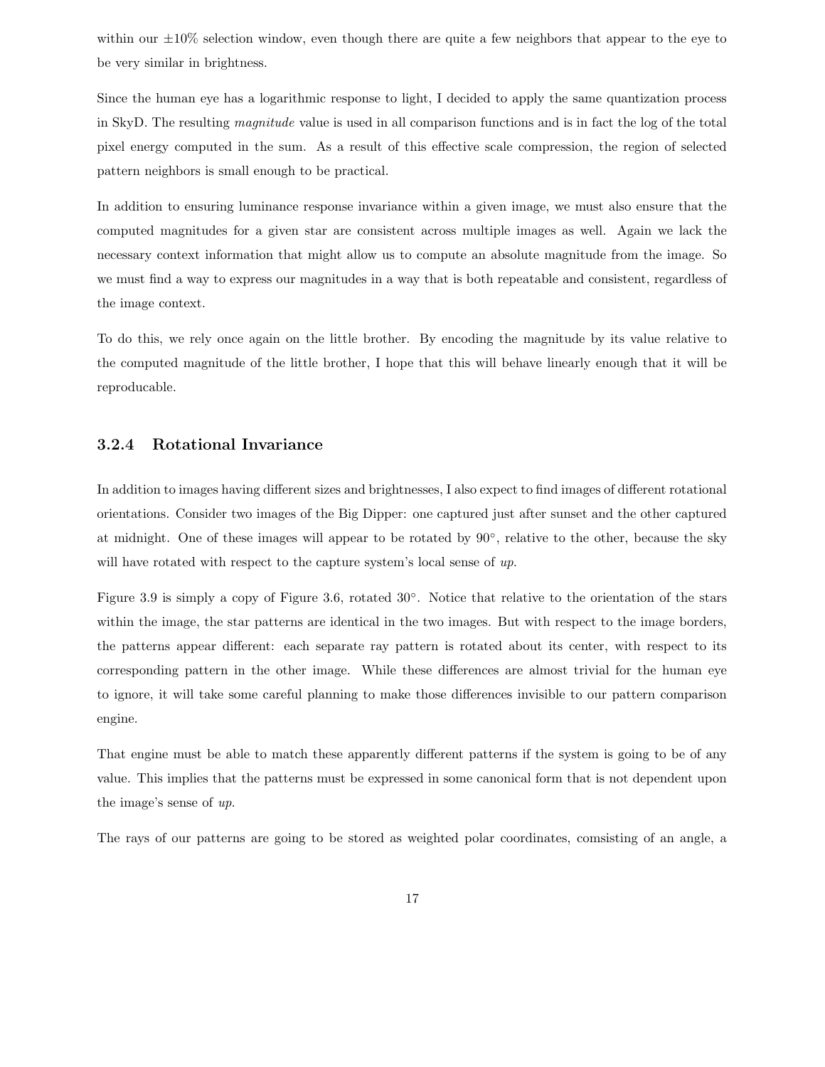within our $\pm 10\%$ selection window, even though there are quite a few neighbors that appear to the eye to be very similar in brightness.

Since the human eye has a logarithmic response to light, I decided to apply the same quantization process in SkyD. The resulting *magnitude* value is used in all comparison functions and is in fact the log of the total pixel energy computed in the sum. As a result of this effective scale compression, the region of selected pattern neighbors is small enough to be practical.

In addition to ensuring luminance response invariance within a given image, we must also ensure that the computed magnitudes for a given star are consistent across multiple images as well. Again we lack the necessary context information that might allow us to compute an absolute magnitude from the image. So we must find a way to express our magnitudes in a way that is both repeatable and consistent, regardless of the image context.

To do this, we rely once again on the little brother. By encoding the magnitude by its value relative to the computed magnitude of the little brother, I hope that this will behave linearly enough that it will be reproducable.

### 3.2.4 Rotational Invariance

In addition to images having different sizes and brightnesses, I also expect to find images of different rotational orientations. Consider two images of the Big Dipper: one captured just after sunset and the other captured at midnight. One of these images will appear to be rotated by 90°, relative to the other, because the sky will have rotated with respect to the capture system's local sense of *up*.

Figure 3.9 is simply a copy of Figure 3.6, rotated 30°. Notice that relative to the orientation of the stars within the image, the star patterns are identical in the two images. But with respect to the image borders, the patterns appear different: each separate ray pattern is rotated about its center, with respect to its corresponding pattern in the other image. While these differences are almost trivial for the human eye to ignore, it will take some careful planning to make those differences invisible to our pattern comparison engine.

That engine must be able to match these apparently different patterns if the system is going to be of any value. This implies that the patterns must be expressed in some canonical form that is not dependent upon the image's sense of *up*.

The rays of our patterns are going to be stored as weighted polar coordinates, comsisting of an angle, a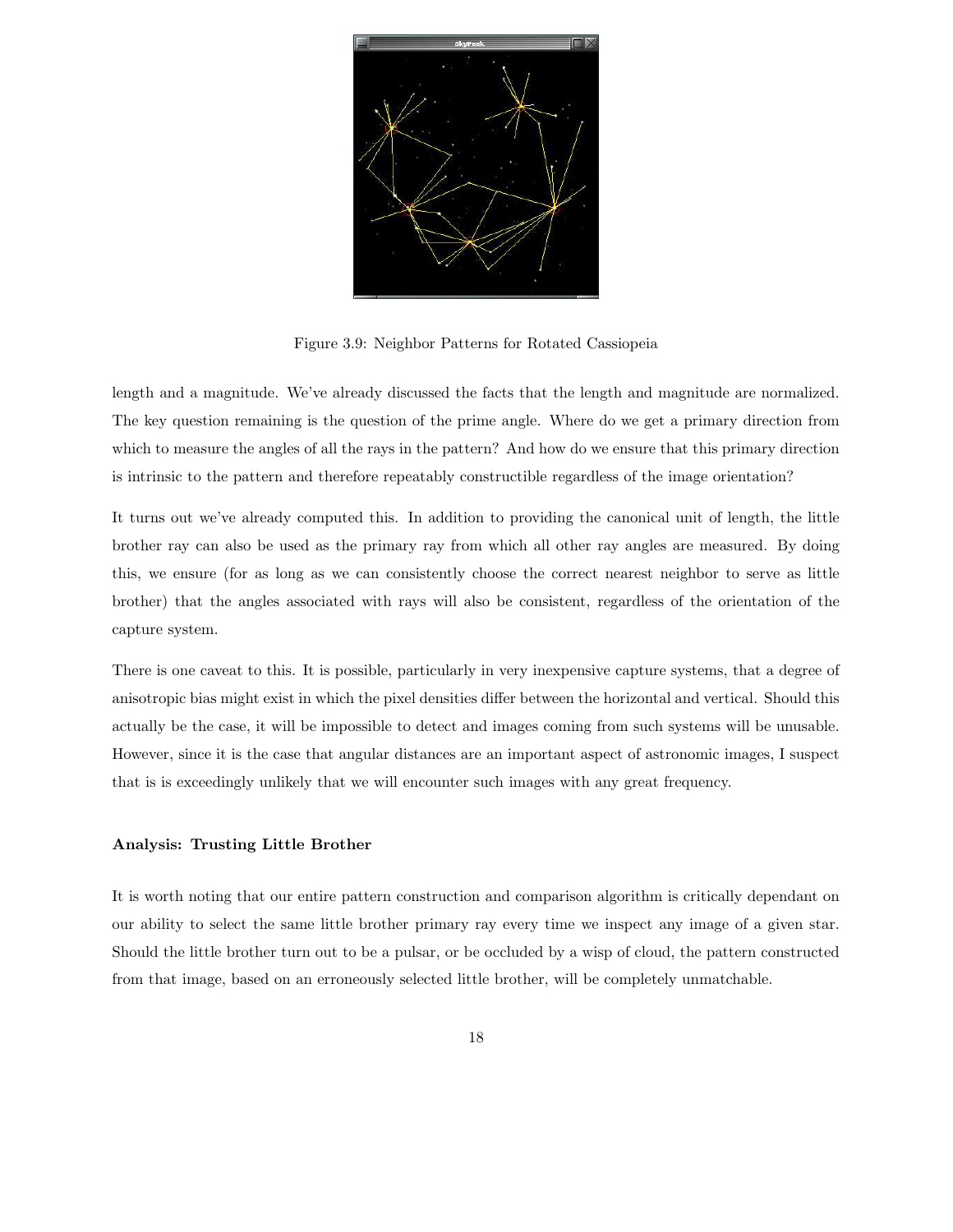Figure 3.9: Neighbor Patterns for Rotated Cassiopeia

length and a magnitude. We've already discussed the facts that the length and magnitude are normalized. The key question remaining is the question of the prime angle. Where do we get a primary direction from which to measure the angles of all the rays in the pattern? And how do we ensure that this primary direction is intrinsic to the pattern and therefore repeatably constructible regardless of the image orientation?

It turns out we've already computed this. In addition to providing the canonical unit of length, the little brother ray can also be used as the primary ray from which all other ray angles are measured. By doing this, we ensure (for as long as we can consistently choose the correct nearest neighbor to serve as little brother) that the angles associated with rays will also be consistent, regardless of the orientation of the capture system.

There is one caveat to this. It is possible, particularly in very inexpensive capture systems, that a degree of anisotropic bias might exist in which the pixel densities differ between the horizontal and vertical. Should this actually be the case, it will be impossible to detect and images coming from such systems will be unusable. However, since it is the case that angular distances are an important aspect of astronomic images, I suspect that is is exceedingly unlikely that we will encounter such images with any great frequency.

**Analysis: Trusting Little Brother**

It is worth noting that our entire pattern construction and comparison algorithm is critically dependant on our ability to select the same little brother primary ray every time we inspect any image of a given star. Should the little brother turn out to be a pulsar, or be occluded by a wisp of cloud, the pattern constructed from that image, based on an erroneously selected little brother, will be completely unmatchable.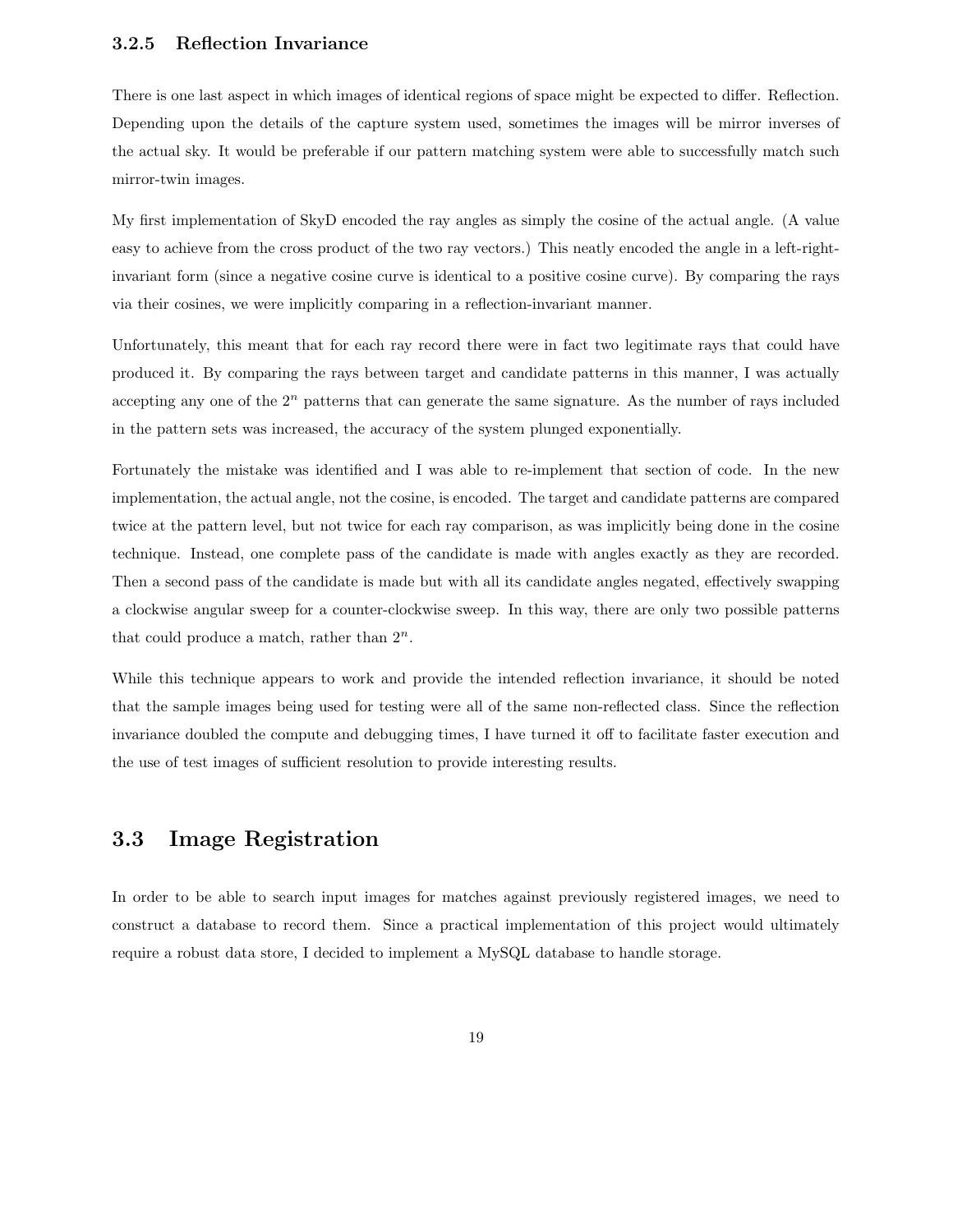### 3.2.5 Reflection Invariance

There is one last aspect in which images of identical regions of space might be expected to differ. Reflection. Depending upon the details of the capture system used, sometimes the images will be mirror inverses of the actual sky. It would be preferable if our pattern matching system were able to successfully match such mirror-twin images.

My first implementation of SkyD encoded the ray angles as simply the cosine of the actual angle. (A value easy to achieve from the cross product of the two ray vectors.) This neatly encoded the angle in a left-right-invariant form (since a negative cosine curve is identical to a positive cosine curve). By comparing the rays via their cosines, we were implicitly comparing in a reflection-invariant manner.

Unfortunately, this meant that for each ray record there were in fact two legitimate rays that could have produced it. By comparing the rays between target and candidate patterns in this manner, I was actually accepting any one of the $2^n$ patterns that can generate the same signature. As the number of rays included in the pattern sets was increased, the accuracy of the system plunged exponentially.

Fortunately the mistake was identified and I was able to re-implement that section of code. In the new implementation, the actual angle, not the cosine, is encoded. The target and candidate patterns are compared twice at the pattern level, but not twice for each ray comparison, as was implicitly being done in the cosine technique. Instead, one complete pass of the candidate is made with angles exactly as they are recorded. Then a second pass of the candidate is made but with all its candidate angles negated, effectively swapping a clockwise angular sweep for a counter-clockwise sweep. In this way, there are only two possible patterns that could produce a match, rather than $2^n$.

While this technique appears to work and provide the intended reflection invariance, it should be noted that the sample images being used for testing were all of the same non-reflected class. Since the reflection invariance doubled the compute and debugging times, I have turned it off to facilitate faster execution and the use of test images of sufficient resolution to provide interesting results.

## 3.3 Image Registration

In order to be able to search input images for matches against previously registered images, we need to construct a database to record them. Since a practical implementation of this project would ultimately require a robust data store, I decided to implement a MySQL database to handle storage.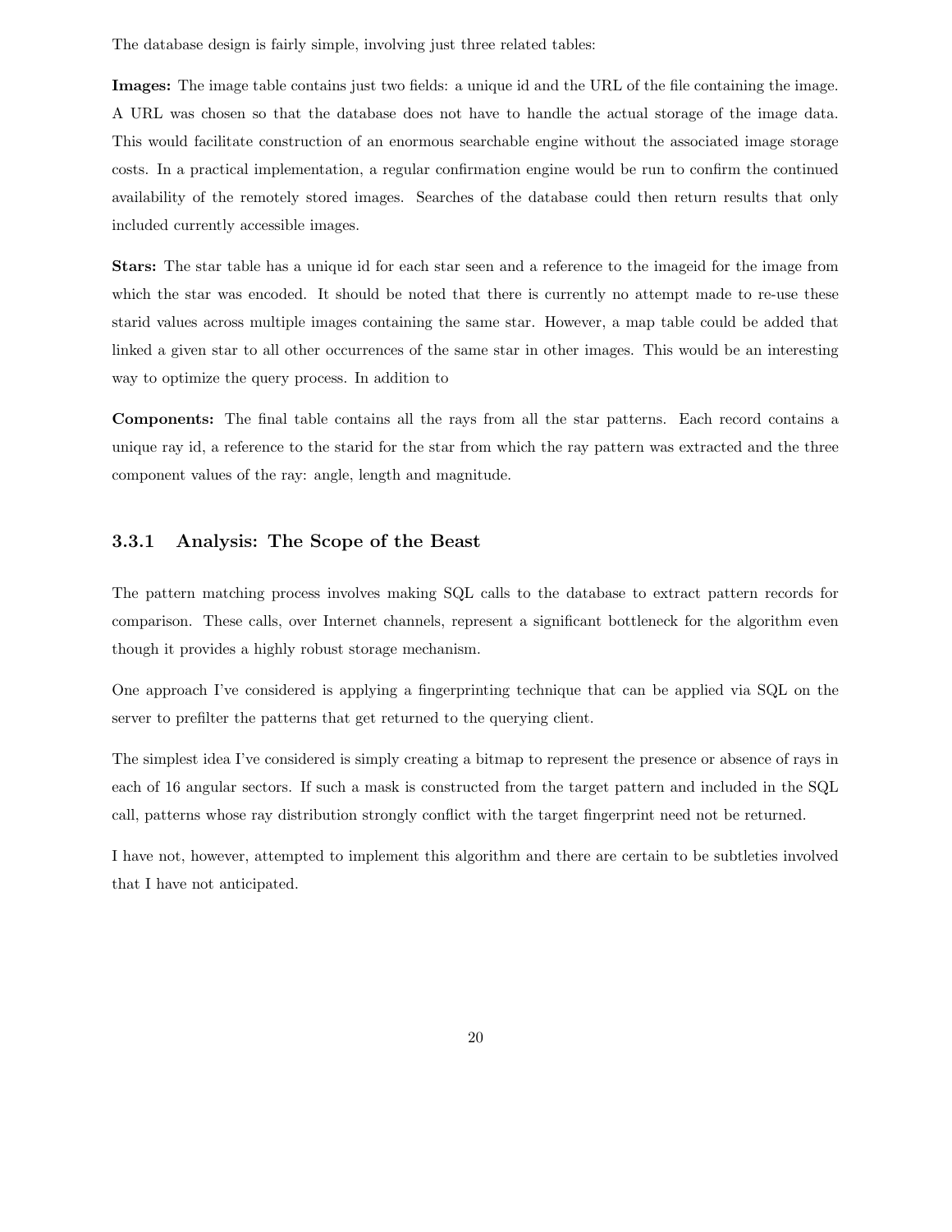The database design is fairly simple, involving just three related tables:

**Images:** The image table contains just two fields: a unique id and the URL of the file containing the image. A URL was chosen so that the database does not have to handle the actual storage of the image data. This would facilitate construction of an enormous searchable engine without the associated image storage costs. In a practical implementation, a regular confirmation engine would be run to confirm the continued availability of the remotely stored images. Searches of the database could then return results that only included currently accessible images.

**Stars:** The star table has a unique id for each star seen and a reference to the imageid for the image from which the star was encoded. It should be noted that there is currently no attempt made to re-use these starid values across multiple images containing the same star. However, a map table could be added that linked a given star to all other occurrences of the same star in other images. This would be an interesting way to optimize the query process. In addition to

**Components:** The final table contains all the rays from all the star patterns. Each record contains a unique ray id, a reference to the starid for the star from which the ray pattern was extracted and the three component values of the ray: angle, length and magnitude.

### 3.3.1 Analysis: The Scope of the Beast

The pattern matching process involves making SQL calls to the database to extract pattern records for comparison. These calls, over Internet channels, represent a significant bottleneck for the algorithm even though it provides a highly robust storage mechanism.

One approach I've considered is applying a fingerprinting technique that can be applied via SQL on the server to prefilter the patterns that get returned to the querying client.

The simplest idea I've considered is simply creating a bitmap to represent the presence or absence of rays in each of 16 angular sectors. If such a mask is constructed from the target pattern and included in the SQL call, patterns whose ray distribution strongly conflict with the target fingerprint need not be returned.

I have not, however, attempted to implement this algorithm and there are certain to be subtleties involved that I have not anticipated.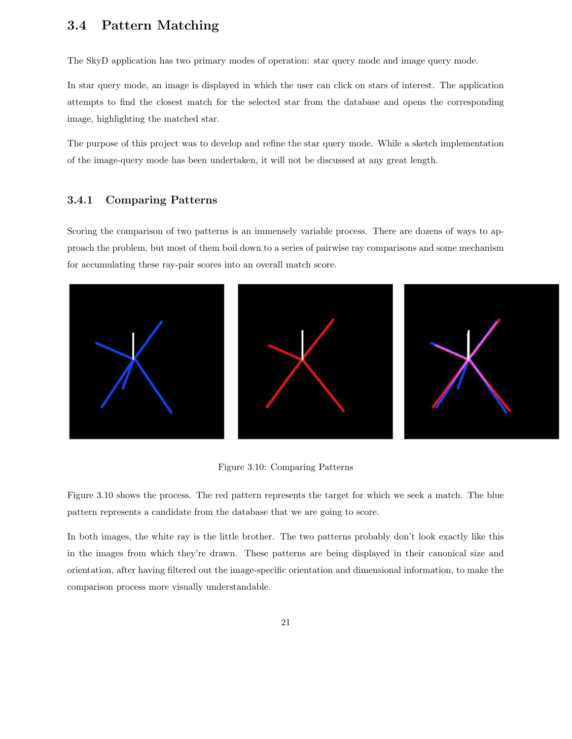## 3.4 Pattern Matching

The SkyD application has two primary modes of operation: star query mode and image query mode.

In star query mode, an image is displayed in which the user can click on stars of interest. The application attempts to find the closest match for the selected star from the database and opens the corresponding image, highlighting the matched star.

The purpose of this project was to develop and refine the star query mode. While a sketch implementation of the image-query mode has been undertaken, it will not be discussed at any great length.

### 3.4.1 Comparing Patterns

Scoring the comparison of two patterns is an immensely variable process. There are dozens of ways to approach the problem, but most of them boil down to a series of pairwise ray comparisons and some mechanism for accumulating these ray-pair scores into an overall match score.

Figure 3.10: Comparing Patterns

Figure 3.10 shows the process. The red pattern represents the target for which we seek a match. The blue pattern represents a candidate from the database that we are going to score.

In both images, the white ray is the little brother. The two patterns probably don't look exactly like this in the images from which they're drawn. These patterns are being displayed in their canonical size and orientation, after having filtered out the image-specific orientation and dimensional information, to make the comparison process more visually understandable.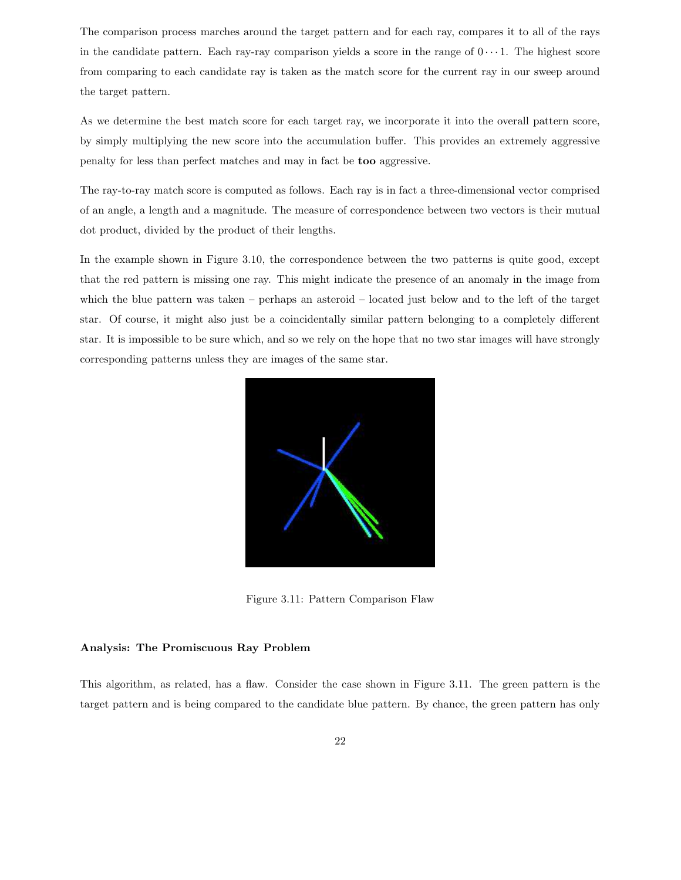The comparison process marches around the target pattern and for each ray, compares it to all of the rays in the candidate pattern. Each ray-ray comparison yields a score in the range of $0 \cdots 1$. The highest score from comparing to each candidate ray is taken as the match score for the current ray in our sweep around the target pattern.

As we determine the best match score for each target ray, we incorporate it into the overall pattern score, by simply multiplying the new score into the accumulation buffer. This provides an extremely aggressive penalty for less than perfect matches and may in fact be **too** aggressive.

The ray-to-ray match score is computed as follows. Each ray is in fact a three-dimensional vector comprised of an angle, a length and a magnitude. The measure of correspondence between two vectors is their mutual dot product, divided by the product of their lengths.

In the example shown in Figure 3.10, the correspondence between the two patterns is quite good, except that the red pattern is missing one ray. This might indicate the presence of an anomaly in the image from which the blue pattern was taken – perhaps an asteroid – located just below and to the left of the target star. Of course, it might also just be a coincidentally similar pattern belonging to a completely different star. It is impossible to be sure which, and so we rely on the hope that no two star images will have strongly corresponding patterns unless they are images of the same star.

Figure 3.11: Pattern Comparison Flaw

**Analysis: The Promiscuous Ray Problem**

This algorithm, as related, has a flaw. Consider the case shown in Figure 3.11. The green pattern is the target pattern and is being compared to the candidate blue pattern. By chance, the green pattern has only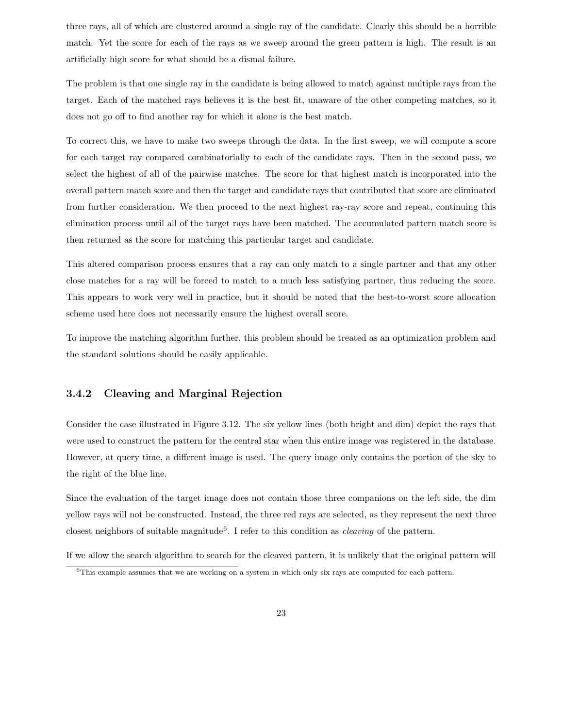three rays, all of which are clustered around a single ray of the candidate. Clearly this should be a horrible match. Yet the score for each of the rays as we sweep around the green pattern is high. The result is an artificially high score for what should be a dismal failure.

The problem is that one single ray in the candidate is being allowed to match against multiple rays from the target. Each of the matched rays believes it is the best fit, unaware of the other competing matches, so it does not go off to find another ray for which it alone is the best match.

To correct this, we have to make two sweeps through the data. In the first sweep, we will compute a score for each target ray compared combinatorially to each of the candidate rays. Then in the second pass, we select the highest of all of the pairwise matches. The score for that highest match is incorporated into the overall pattern match score and then the target and candidate rays that contributed that score are eliminated from further consideration. We then proceed to the next highest ray-ray score and repeat, continuing this elimination process until all of the target rays have been matched. The accumulated pattern match score is then returned as the score for matching this particular target and candidate.

This altered comparison process ensures that a ray can only match to a single partner and that any other close matches for a ray will be forced to match to a much less satisfying partner, thus reducing the score. This appears to work very well in practice, but it should be noted that the best-to-worst score allocation scheme used here does not necessarily ensure the highest overall score.

To improve the matching algorithm further, this problem should be treated as an optimization problem and the standard solutions should be easily applicable.

### 3.4.2 Cleaving and Marginal Rejection

Consider the case illustrated in Figure 3.12. The six yellow lines (both bright and dim) depict the rays that were used to construct the pattern for the central star when this entire image was registered in the database. However, at query time, a different image is used. The query image only contains the portion of the sky to the right of the blue line.

Since the evaluation of the target image does not contain those three companions on the left side, the dim yellow rays will not be constructed. Instead, the three red rays are selected, as they represent the next three closest neighbors of suitable magnitude[6]. I refer to this condition as *cleaving* of the pattern.

If we allow the search algorithm to search for the cleaved pattern, it is unlikely that the original pattern will

[6] This example assumes that we are working on a system in which only six rays are computed for each pattern.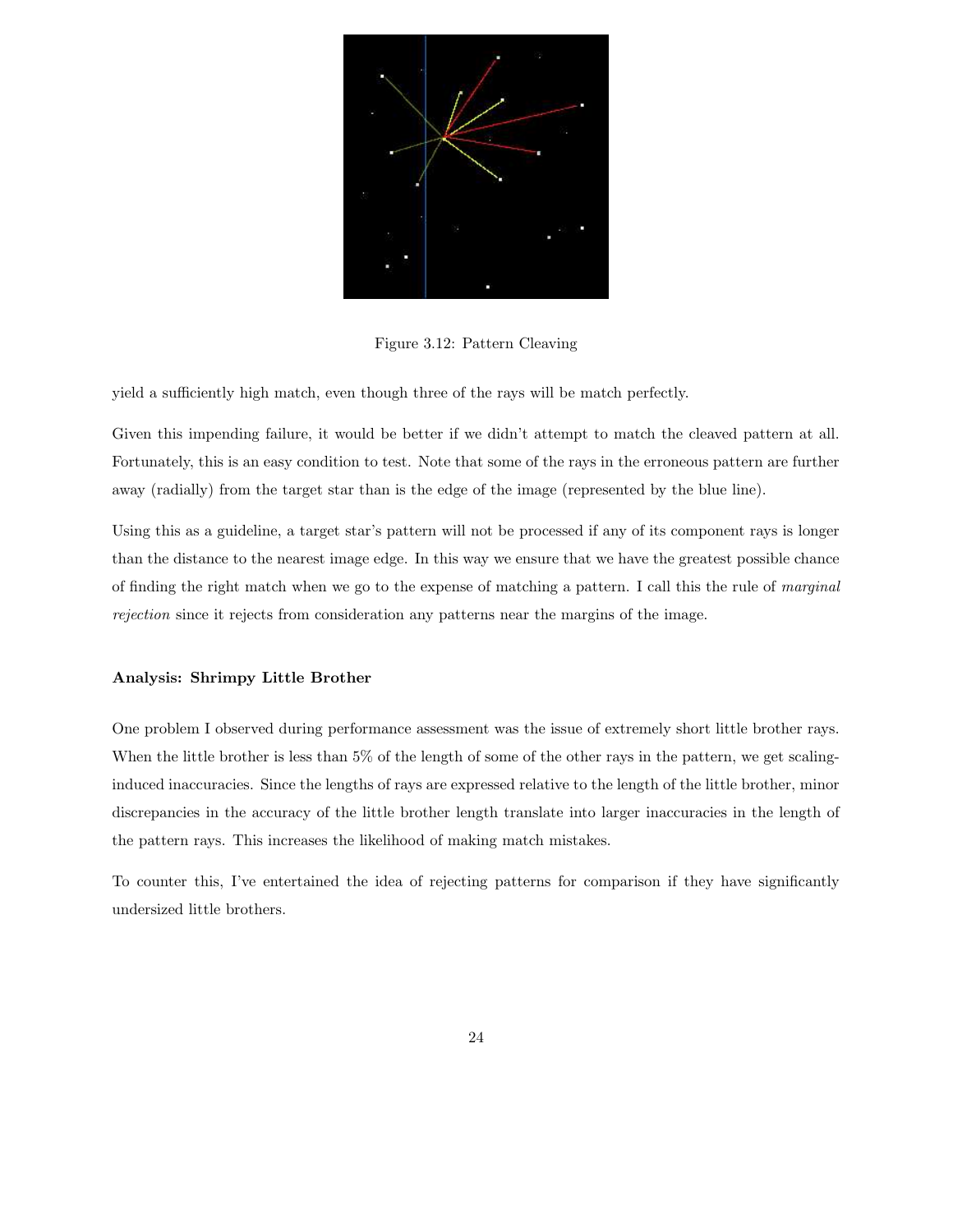Figure 3.12: Pattern Cleaving

yield a sufficiently high match, even though three of the rays will be match perfectly.

Given this impending failure, it would be better if we didn't attempt to match the cleaved pattern at all. Fortunately, this is an easy condition to test. Note that some of the rays in the erroneous pattern are further away (radially) from the target star than is the edge of the image (represented by the blue line).

Using this as a guideline, a target star's pattern will not be processed if any of its component rays is longer than the distance to the nearest image edge. In this way we ensure that we have the greatest possible chance of finding the right match when we go to the expense of matching a pattern. I call this the rule of *marginal rejection* since it rejects from consideration any patterns near the margins of the image.

**Analysis: Shrimpy Little Brother**

One problem I observed during performance assessment was the issue of extremely short little brother rays. When the little brother is less than 5% of the length of some of the other rays in the pattern, we get scaling-induced inaccuracies. Since the lengths of rays are expressed relative to the length of the little brother, minor discrepancies in the accuracy of the little brother length translate into larger inaccuracies in the length of the pattern rays. This increases the likelihood of making match mistakes.

To counter this, I've entertained the idea of rejecting patterns for comparison if they have significantly undersized little brothers.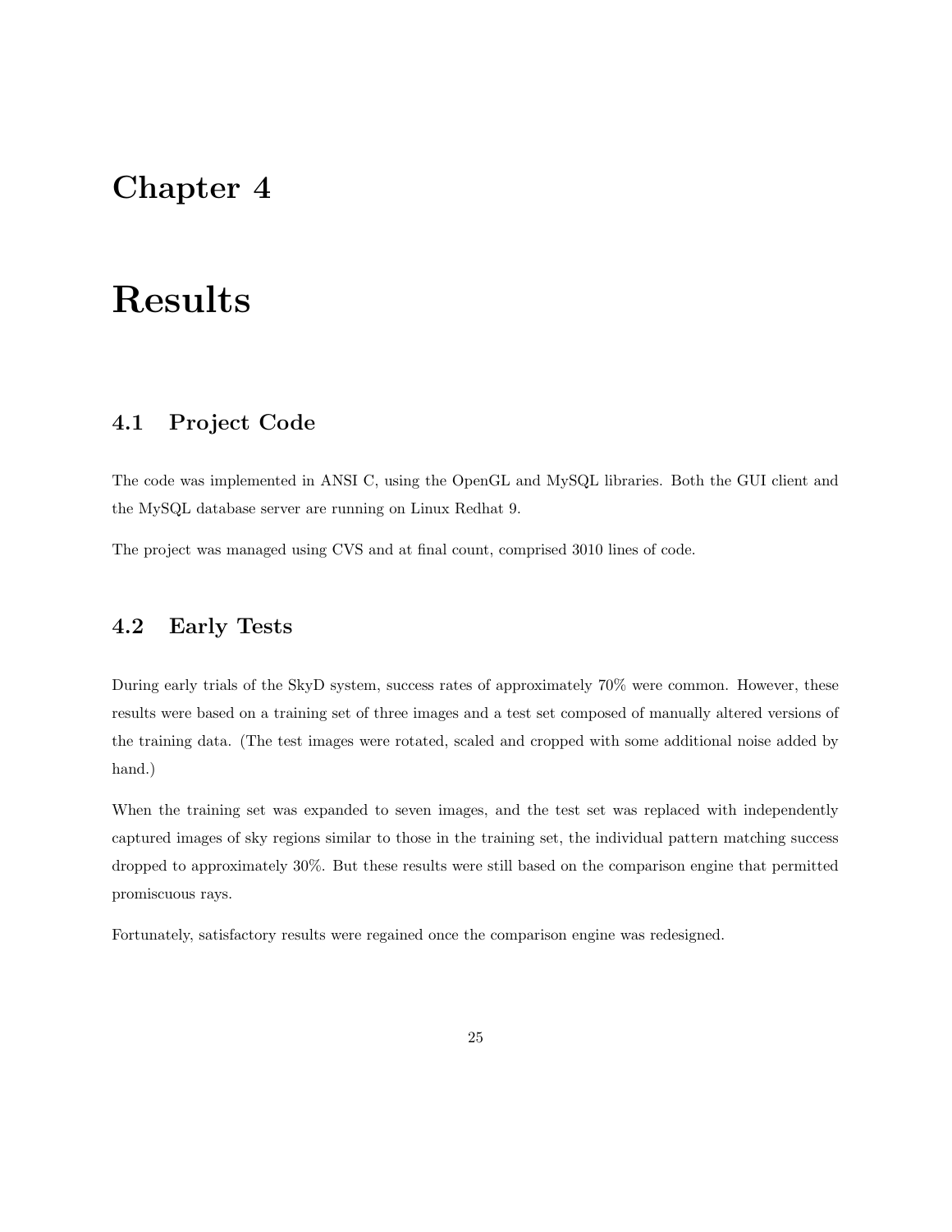# Chapter 4

# Results

## 4.1 Project Code

The code was implemented in ANSI C, using the OpenGL and MySQL libraries. Both the GUI client and the MySQL database server are running on Linux Redhat 9.

The project was managed using CVS and at final count, comprised 3010 lines of code.

## 4.2 Early Tests

During early trials of the SkyD system, success rates of approximately 70% were common. However, these results were based on a training set of three images and a test set composed of manually altered versions of the training data. (The test images were rotated, scaled and cropped with some additional noise added by hand.)

When the training set was expanded to seven images, and the test set was replaced with independently captured images of sky regions similar to those in the training set, the individual pattern matching success dropped to approximately 30%. But these results were still based on the comparison engine that permitted promiscuous rays.

Fortunately, satisfactory results were regained once the comparison engine was redesigned.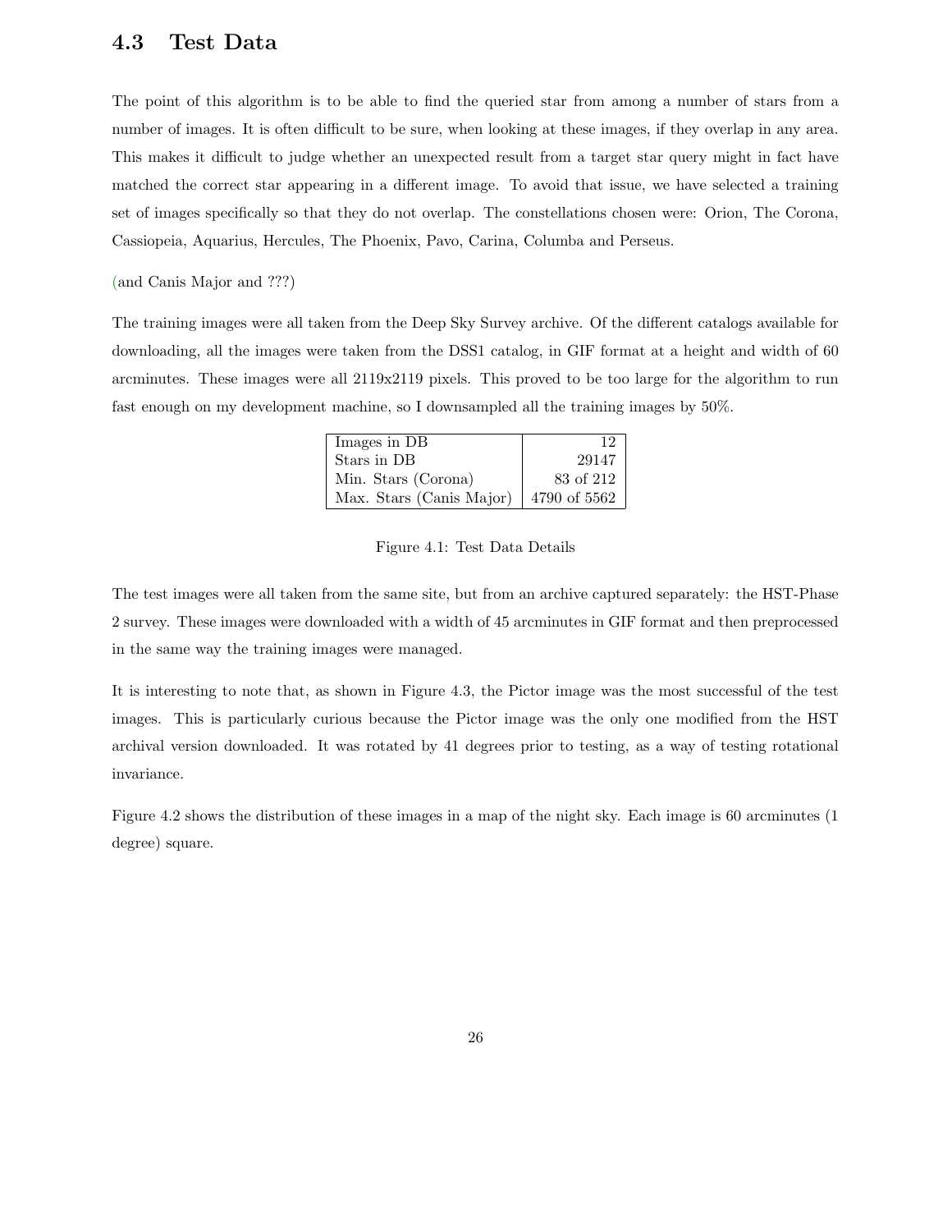## 4.3 Test Data

The point of this algorithm is to be able to find the queried star from among a number of stars from a number of images. It is often difficult to be sure, when looking at these images, if they overlap in any area. This makes it difficult to judge whether an unexpected result from a target star query might in fact have matched the correct star appearing in a different image. To avoid that issue, we have selected a training set of images specifically so that they do not overlap. The constellations chosen were: Orion, The Corona, Cassiopeia, Aquarius, Hercules, The Phoenix, Pavo, Carina, Columba and Perseus.

(and Canis Major and ???)

The training images were all taken from the Deep Sky Survey archive. Of the different catalogs available for downloading, all the images were taken from the DSS1 catalog, in GIF format at a height and width of 60 arcminutes. These images were all 2119x2119 pixels. This proved to be too large for the algorithm to run fast enough on my development machine, so I downsampled all the training images by 50%.

| | |
|---|---|
| Images in DB | 12 |
| Stars in DB | 29147 |
| Min. Stars (Corona) | 83 of 212 |
| Max. Stars (Canis Major) | 4790 of 5562 |

Figure 4.1: Test Data Details

The test images were all taken from the same site, but from an archive captured separately: the HST-Phase 2 survey. These images were downloaded with a width of 45 arcminutes in GIF format and then preprocessed in the same way the training images were managed.

It is interesting to note that, as shown in Figure 4.3, the Pictor image was the most successful of the test images. This is particularly curious because the Pictor image was the only one modified from the HST archival version downloaded. It was rotated by 41 degrees prior to testing, as a way of testing rotational invariance.

Figure 4.2 shows the distribution of these images in a map of the night sky. Each image is 60 arcminutes (1 degree) square.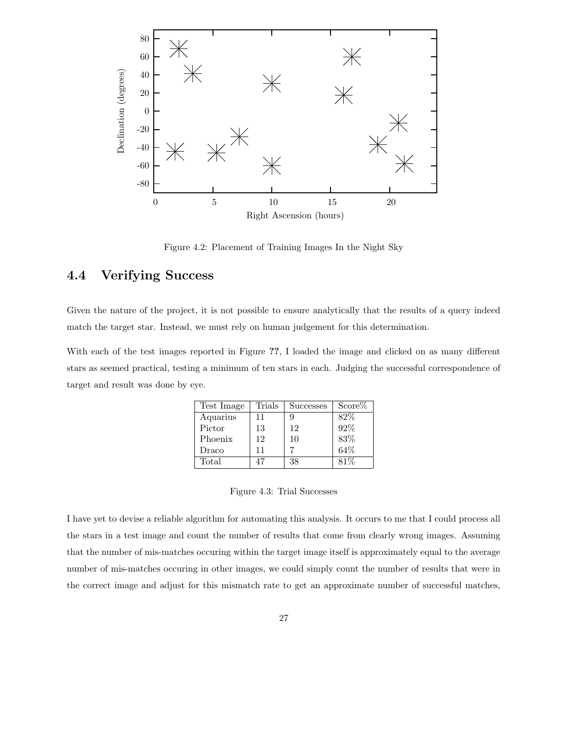Figure 4.2: Placement of Training Images In the Night Sky

## 4.4 Verifying Success

Given the nature of the project, it is not possible to ensure analytically that the results of a query indeed match the target star. Instead, we must rely on human judgement for this determination.

With each of the test images reported in Figure **??**, I loaded the image and clicked on as many different stars as seemed practical, testing a minimum of ten stars in each. Judging the successful correspondence of target and result was done by eye.

| Test Image | Trials | Successes | Score% |
|---|---|---|---|
| Aquarius | 11 | 9 | 82% |
| Pictor | 13 | 12 | 92% |
| Phoenix | 12 | 10 | 83% |
| Draco | 11 | 7 | 64% |
| Total | 47 | 38 | 81% |

Figure 4.3: Trial Successes

I have yet to devise a reliable algorithm for automating this analysis. It occurs to me that I could process all the stars in a test image and count the number of results that come from clearly wrong images. Assuming that the number of mis-matches occuring within the target image itself is approximately equal to the average number of mis-matches occuring in other images, we could simply count the number of results that were in the correct image and adjust for this mismatch rate to get an approximate number of successful matches,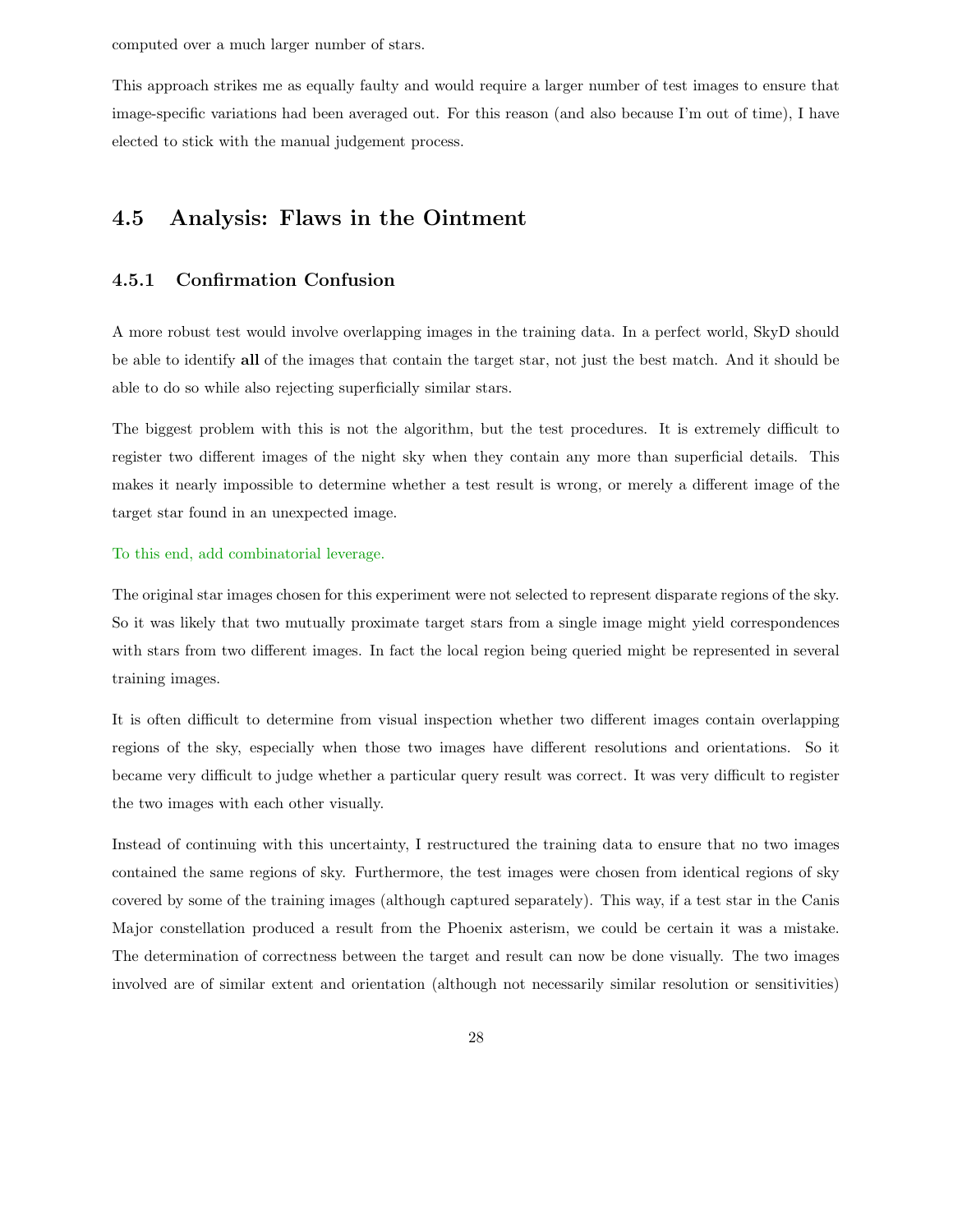computed over a much larger number of stars.

This approach strikes me as equally faulty and would require a larger number of test images to ensure that image-specific variations had been averaged out. For this reason (and also because I'm out of time), I have elected to stick with the manual judgement process.

## 4.5 Analysis: Flaws in the Ointment

### 4.5.1 Confirmation Confusion

A more robust test would involve overlapping images in the training data. In a perfect world, SkyD should be able to identify **all** of the images that contain the target star, not just the best match. And it should be able to do so while also rejecting superficially similar stars.

The biggest problem with this is not the algorithm, but the test procedures. It is extremely difficult to register two different images of the night sky when they contain any more than superficial details. This makes it nearly impossible to determine whether a test result is wrong, or merely a different image of the target star found in an unexpected image.

To this end, add combinatorial leverage.

The original star images chosen for this experiment were not selected to represent disparate regions of the sky. So it was likely that two mutually proximate target stars from a single image might yield correspondences with stars from two different images. In fact the local region being queried might be represented in several training images.

It is often difficult to determine from visual inspection whether two different images contain overlapping regions of the sky, especially when those two images have different resolutions and orientations. So it became very difficult to judge whether a particular query result was correct. It was very difficult to register the two images with each other visually.

Instead of continuing with this uncertainty, I restructured the training data to ensure that no two images contained the same regions of sky. Furthermore, the test images were chosen from identical regions of sky covered by some of the training images (although captured separately). This way, if a test star in the Canis Major constellation produced a result from the Phoenix asterism, we could be certain it was a mistake. The determination of correctness between the target and result can now be done visually. The two images involved are of similar extent and orientation (although not necessarily similar resolution or sensitivities)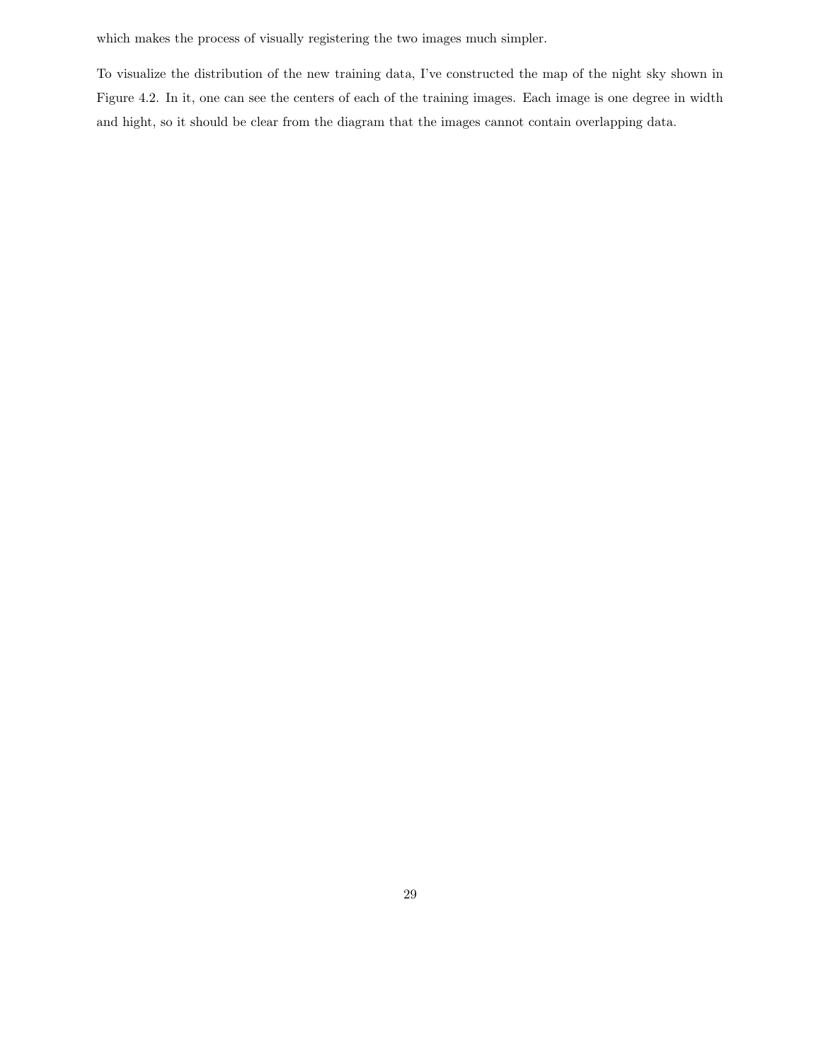which makes the process of visually registering the two images much simpler.

To visualize the distribution of the new training data, I've constructed the map of the night sky shown in Figure 4.2. In it, one can see the centers of each of the training images. Each image is one degree in width and hight, so it should be clear from the diagram that the images cannot contain overlapping data.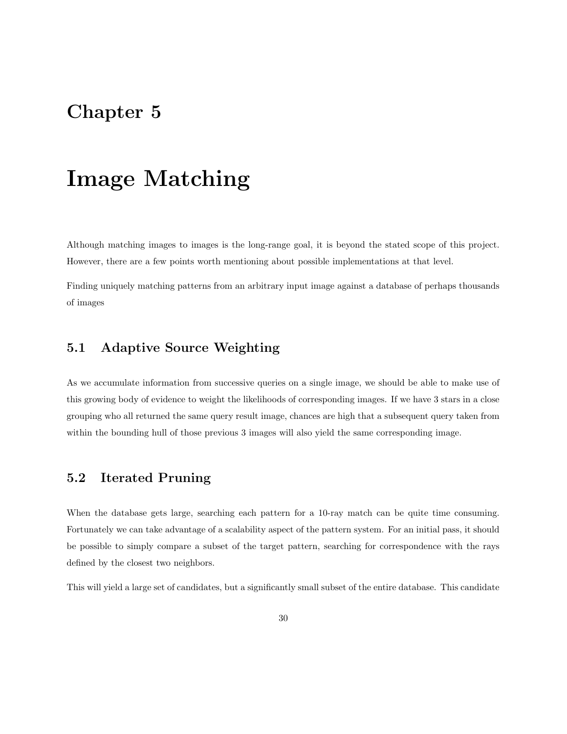# Chapter 5

# Image Matching

Although matching images to images is the long-range goal, it is beyond the stated scope of this project. However, there are a few points worth mentioning about possible implementations at that level.

Finding uniquely matching patterns from an arbitrary input image against a database of perhaps thousands of images

## 5.1 Adaptive Source Weighting

As we accumulate information from successive queries on a single image, we should be able to make use of this growing body of evidence to weight the likelihoods of corresponding images. If we have 3 stars in a close grouping who all returned the same query result image, chances are high that a subsequent query taken from within the bounding hull of those previous 3 images will also yield the same corresponding image.

## 5.2 Iterated Pruning

When the database gets large, searching each pattern for a 10-ray match can be quite time consuming. Fortunately we can take advantage of a scalability aspect of the pattern system. For an initial pass, it should be possible to simply compare a subset of the target pattern, searching for correspondence with the rays defined by the closest two neighbors.

This will yield a large set of candidates, but a significantly small subset of the entire database. This candidate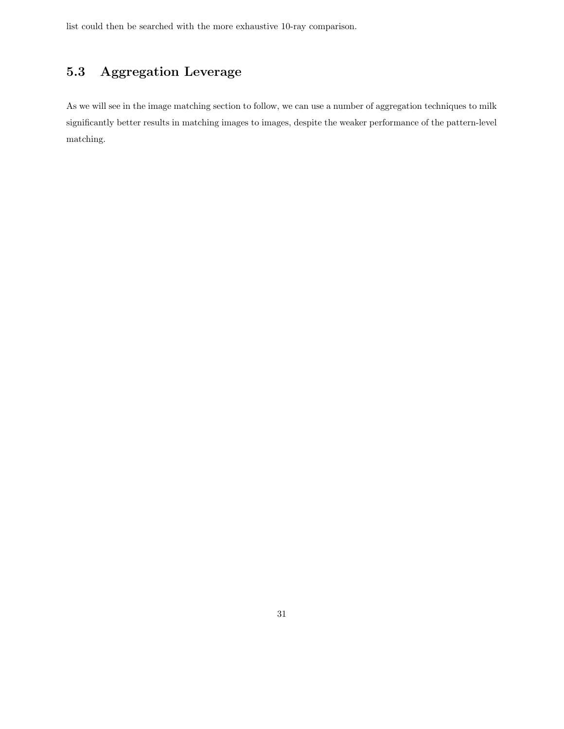list could then be searched with the more exhaustive 10-ray comparison.

## 5.3 Aggregation Leverage

As we will see in the image matching section to follow, we can use a number of aggregation techniques to milk significantly better results in matching images to images, despite the weaker performance of the pattern-level matching.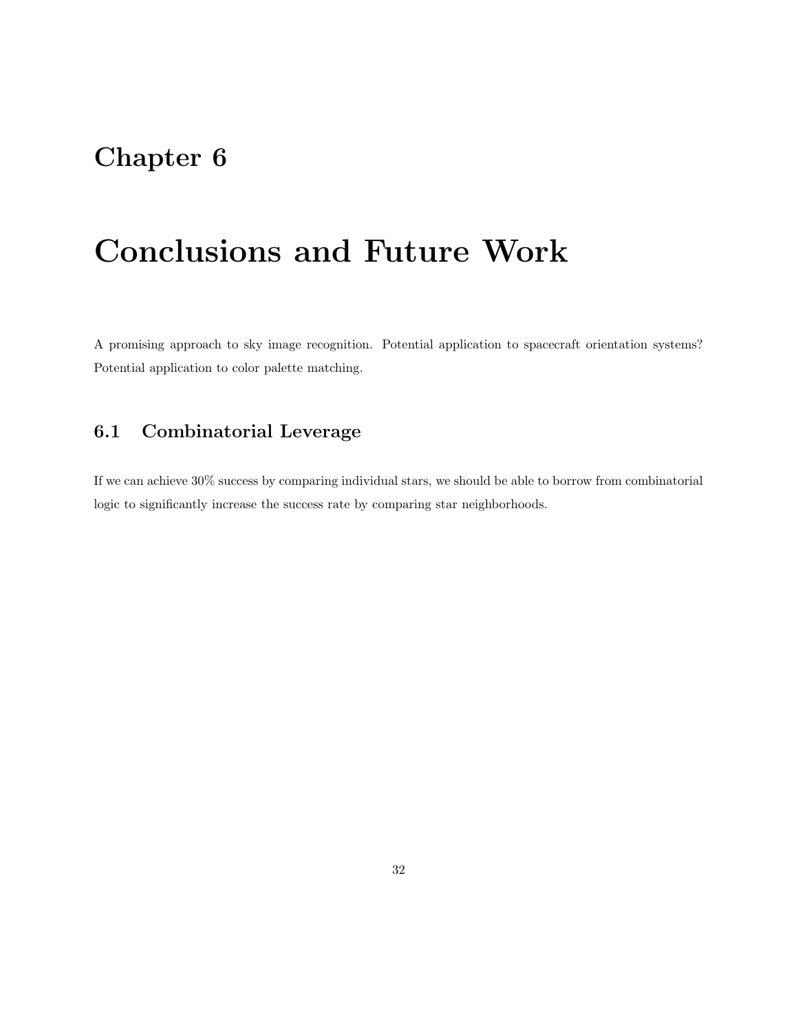# Chapter 6

# Conclusions and Future Work

A promising approach to sky image recognition. Potential application to spacecraft orientation systems? Potential application to color palette matching.

## 6.1 Combinatorial Leverage

If we can achieve 30% success by comparing individual stars, we should be able to borrow from combinatorial logic to significantly increase the success rate by comparing star neighborhoods.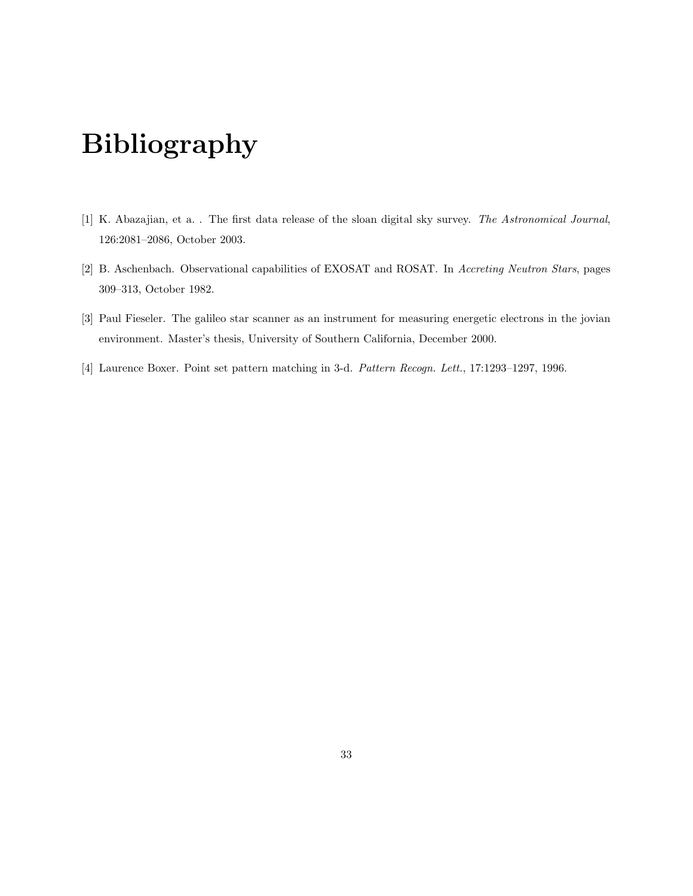# Bibliography

[1] K. Abazajian, et a. . The first data release of the sloan digital sky survey. *The Astronomical Journal*, 126:2081–2086, October 2003.

[2] B. Aschenbach. Observational capabilities of EXOSAT and ROSAT. In *Accreting Neutron Stars*, pages 309–313, October 1982.

[3] Paul Fieseler. The galileo star scanner as an instrument for measuring energetic electrons in the jovian environment. Master's thesis, University of Southern California, December 2000.

[4] Laurence Boxer. Point set pattern matching in 3-d. *Pattern Recogn. Lett.*, 17:1293–1297, 1996.